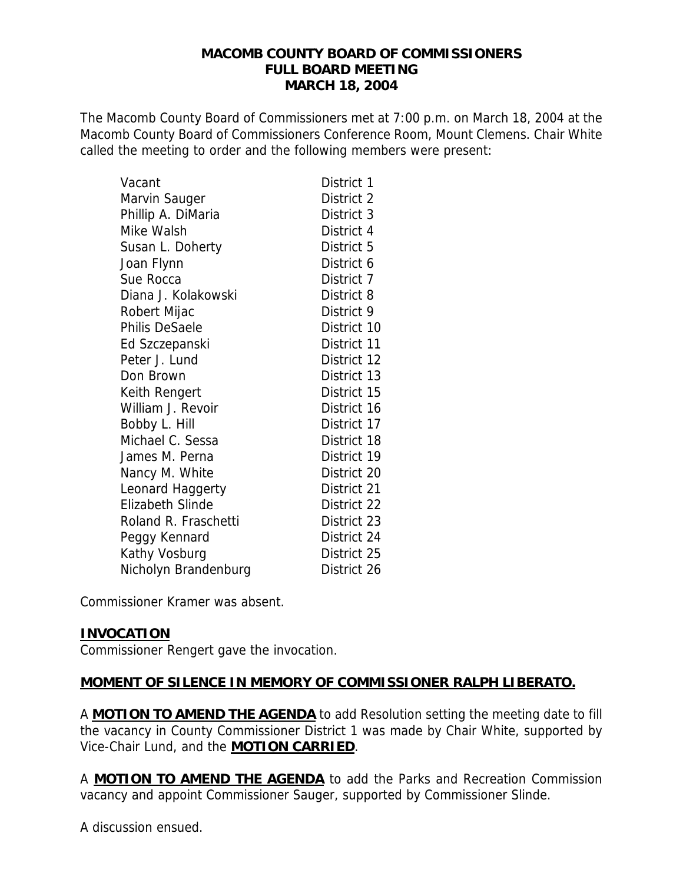# MACOMB COUNTY BOARD OF COMMISSIONERS
## FULL BOARD MEETING
## MARCH 18, 2004

The Macomb County Board of Commissioners met at 7:00 p.m. on March 18, 2004 at the Macomb County Board of Commissioners Conference Room, Mount Clemens. Chair White called the meeting to order and the following members were present:

| | |
|---|---|
| Vacant | District 1 |
| Marvin Sauger | District 2 |
| Phillip A. DiMaria | District 3 |
| Mike Walsh | District 4 |
| Susan L. Doherty | District 5 |
| Joan Flynn | District 6 |
| Sue Rocca | District 7 |
| Diana J. Kolakowski | District 8 |
| Robert Mijac | District 9 |
| Philis DeSaele | District 10 |
| Ed Szczepanski | District 11 |
| Peter J. Lund | District 12 |
| Don Brown | District 13 |
| Keith Rengert | District 15 |
| William J. Revoir | District 16 |
| Bobby L. Hill | District 17 |
| Michael C. Sessa | District 18 |
| James M. Perna | District 19 |
| Nancy M. White | District 20 |
| Leonard Haggerty | District 21 |
| Elizabeth Slinde | District 22 |
| Roland R. Fraschetti | District 23 |
| Peggy Kennard | District 24 |
| Kathy Vosburg | District 25 |
| Nicholyn Brandenburg | District 26 |

Commissioner Kramer was absent.

**INVOCATION**

Commissioner Rengert gave the invocation.

**MOMENT OF SILENCE IN MEMORY OF COMMISSIONER RALPH LIBERATO.**

A **MOTION TO AMEND THE AGENDA** to add Resolution setting the meeting date to fill the vacancy in County Commissioner District 1 was made by Chair White, supported by Vice-Chair Lund, and the **MOTION CARRIED**.

A **MOTION TO AMEND THE AGENDA** to add the Parks and Recreation Commission vacancy and appoint Commissioner Sauger, supported by Commissioner Slinde.

A discussion ensued.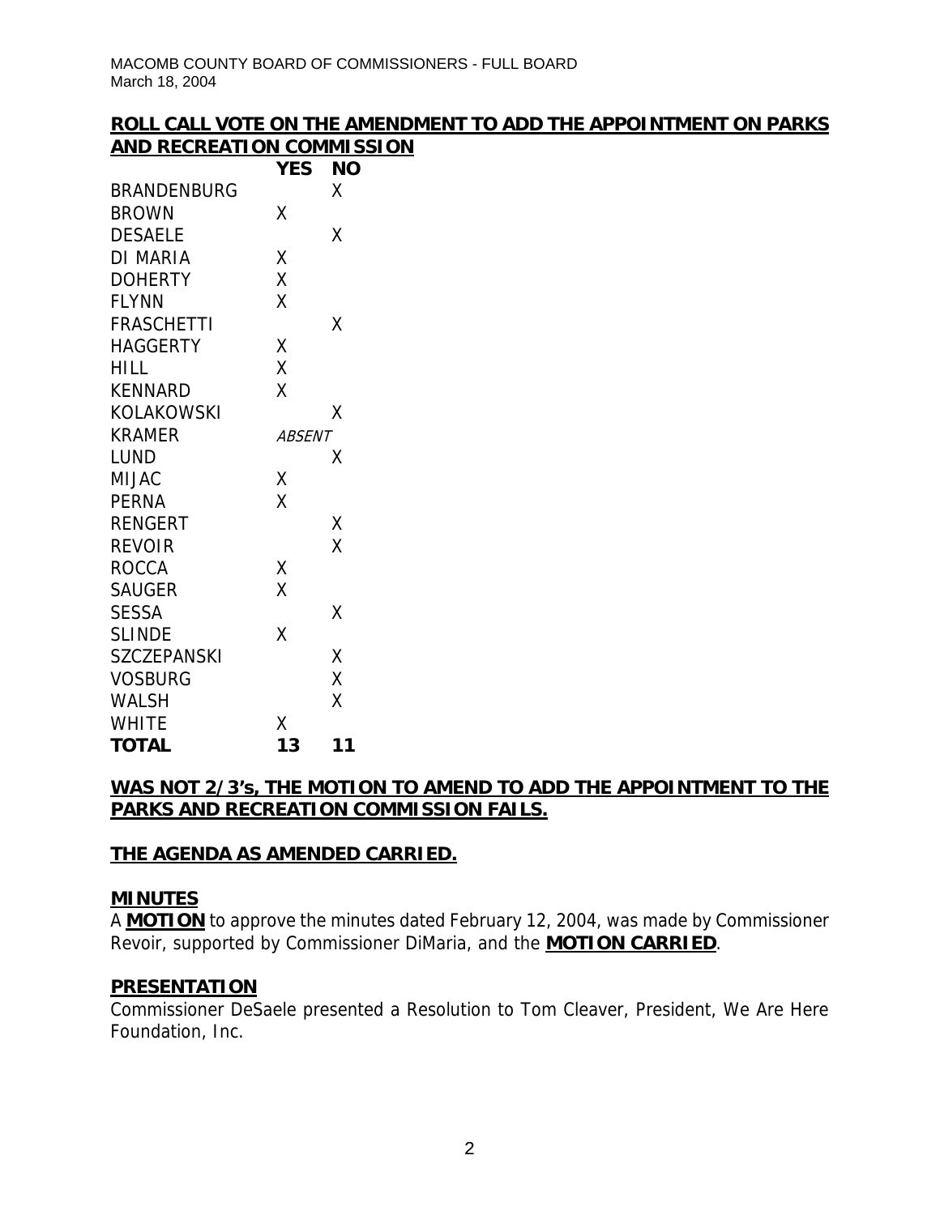**ROLL CALL VOTE ON THE AMENDMENT TO ADD THE APPOINTMENT ON PARKS AND RECREATION COMMISSION**

| | YES | NO |
|---|---|---|
| BRANDENBURG | | X |
| BROWN | X | |
| DESAELE | | X |
| DI MARIA | X | |
| DOHERTY | X | |
| FLYNN | X | |
| FRASCHETTI | | X |
| HAGGERTY | X | |
| HILL | X | |
| KENNARD | X | |
| KOLAKOWSKI | | X |
| KRAMER | *ABSENT* | |
| LUND | | X |
| MIJAC | X | |
| PERNA | X | |
| RENGERT | | X |
| REVOIR | | X |
| ROCCA | X | |
| SAUGER | X | |
| SESSA | | X |
| SLINDE | X | |
| SZCZEPANSKI | | X |
| VOSBURG | | X |
| WALSH | | X |
| WHITE | X | |
| **TOTAL** | **13** | **11** |

**WAS NOT 2/3's, THE MOTION TO AMEND TO ADD THE APPOINTMENT TO THE PARKS AND RECREATION COMMISSION FAILS.**

**THE AGENDA AS AMENDED CARRIED.**

**MINUTES**

A **MOTION** to approve the minutes dated February 12, 2004, was made by Commissioner Revoir, supported by Commissioner DiMaria, and the **MOTION CARRIED**.

**PRESENTATION**

Commissioner DeSaele presented a Resolution to Tom Cleaver, President, We Are Here Foundation, Inc.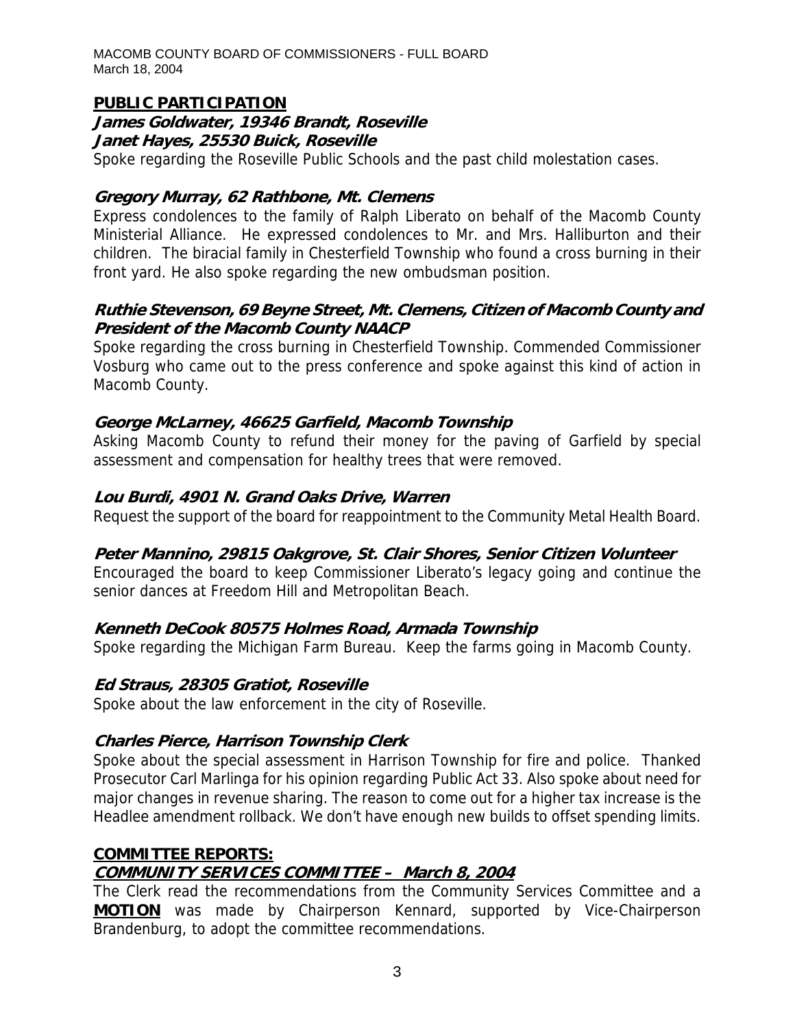## PUBLIC PARTICIPATION

***James Goldwater, 19346 Brandt, Roseville***
***Janet Hayes, 25530 Buick, Roseville***

Spoke regarding the Roseville Public Schools and the past child molestation cases.

***Gregory Murray, 62 Rathbone, Mt. Clemens***

Express condolences to the family of Ralph Liberato on behalf of the Macomb County Ministerial Alliance. He expressed condolences to Mr. and Mrs. Halliburton and their children. The biracial family in Chesterfield Township who found a cross burning in their front yard. He also spoke regarding the new ombudsman position.

***Ruthie Stevenson, 69 Beyne Street, Mt. Clemens, Citizen of Macomb County and President of the Macomb County NAACP***

Spoke regarding the cross burning in Chesterfield Township. Commended Commissioner Vosburg who came out to the press conference and spoke against this kind of action in Macomb County.

***George McLarney, 46625 Garfield, Macomb Township***

Asking Macomb County to refund their money for the paving of Garfield by special assessment and compensation for healthy trees that were removed.

***Lou Burdi, 4901 N. Grand Oaks Drive, Warren***

Request the support of the board for reappointment to the Community Metal Health Board.

***Peter Mannino, 29815 Oakgrove, St. Clair Shores, Senior Citizen Volunteer***

Encouraged the board to keep Commissioner Liberato's legacy going and continue the senior dances at Freedom Hill and Metropolitan Beach.

***Kenneth DeCook 80575 Holmes Road, Armada Township***

Spoke regarding the Michigan Farm Bureau. Keep the farms going in Macomb County.

***Ed Straus, 28305 Gratiot, Roseville***

Spoke about the law enforcement in the city of Roseville.

***Charles Pierce, Harrison Township Clerk***

Spoke about the special assessment in Harrison Township for fire and police. Thanked Prosecutor Carl Marlinga for his opinion regarding Public Act 33. Also spoke about need for major changes in revenue sharing. The reason to come out for a higher tax increase is the Headlee amendment rollback. We don't have enough new builds to offset spending limits.

## COMMITTEE REPORTS:

***COMMUNITY SERVICES COMMITTEE – March 8, 2004***

The Clerk read the recommendations from the Community Services Committee and a **MOTION** was made by Chairperson Kennard, supported by Vice-Chairperson Brandenburg, to adopt the committee recommendations.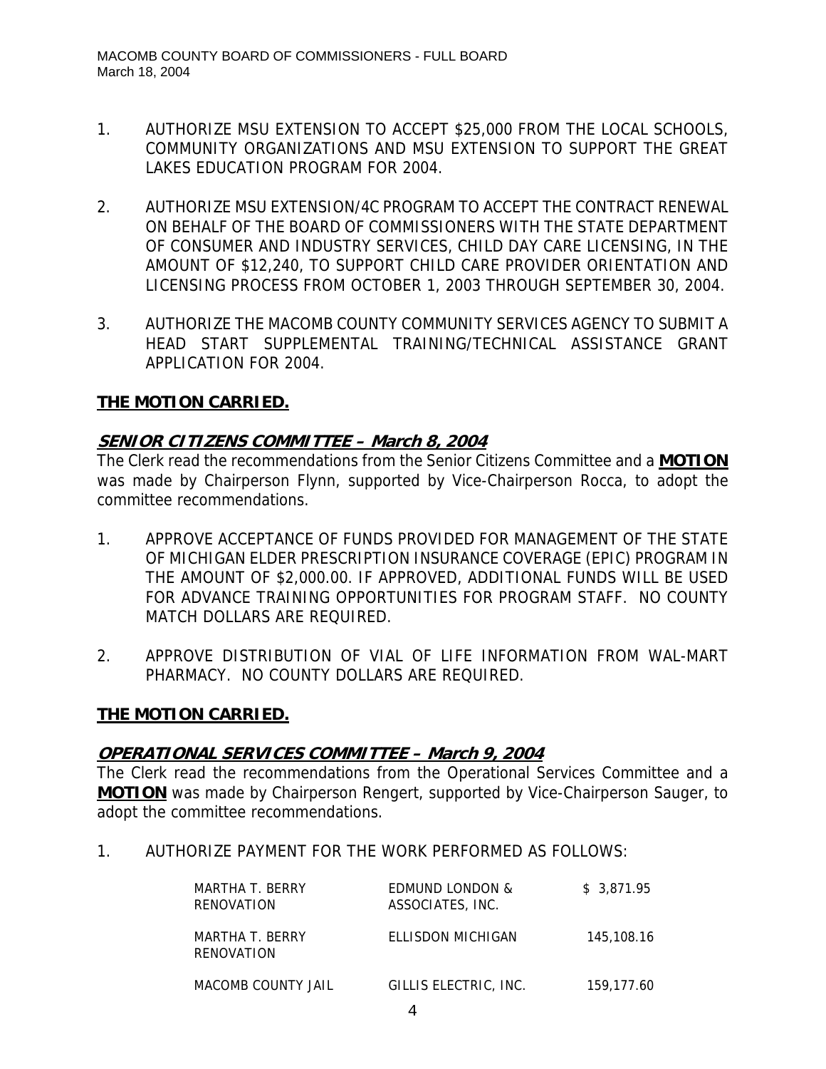1. AUTHORIZE MSU EXTENSION TO ACCEPT $25,000 FROM THE LOCAL SCHOOLS, COMMUNITY ORGANIZATIONS AND MSU EXTENSION TO SUPPORT THE GREAT LAKES EDUCATION PROGRAM FOR 2004.

2. AUTHORIZE MSU EXTENSION/4C PROGRAM TO ACCEPT THE CONTRACT RENEWAL ON BEHALF OF THE BOARD OF COMMISSIONERS WITH THE STATE DEPARTMENT OF CONSUMER AND INDUSTRY SERVICES, CHILD DAY CARE LICENSING, IN THE AMOUNT OF $12,240, TO SUPPORT CHILD CARE PROVIDER ORIENTATION AND LICENSING PROCESS FROM OCTOBER 1, 2003 THROUGH SEPTEMBER 30, 2004.

3. AUTHORIZE THE MACOMB COUNTY COMMUNITY SERVICES AGENCY TO SUBMIT A HEAD START SUPPLEMENTAL TRAINING/TECHNICAL ASSISTANCE GRANT APPLICATION FOR 2004.

**THE MOTION CARRIED.**

## *SENIOR CITIZENS COMMITTEE – March 8, 2004*

The Clerk read the recommendations from the Senior Citizens Committee and a **MOTION** was made by Chairperson Flynn, supported by Vice-Chairperson Rocca, to adopt the committee recommendations.

1. APPROVE ACCEPTANCE OF FUNDS PROVIDED FOR MANAGEMENT OF THE STATE OF MICHIGAN ELDER PRESCRIPTION INSURANCE COVERAGE (EPIC) PROGRAM IN THE AMOUNT OF $2,000.00. IF APPROVED, ADDITIONAL FUNDS WILL BE USED FOR ADVANCE TRAINING OPPORTUNITIES FOR PROGRAM STAFF. NO COUNTY MATCH DOLLARS ARE REQUIRED.

2. APPROVE DISTRIBUTION OF VIAL OF LIFE INFORMATION FROM WAL-MART PHARMACY. NO COUNTY DOLLARS ARE REQUIRED.

**THE MOTION CARRIED.**

## *OPERATIONAL SERVICES COMMITTEE – March 9, 2004*

The Clerk read the recommendations from the Operational Services Committee and a **MOTION** was made by Chairperson Rengert, supported by Vice-Chairperson Sauger, to adopt the committee recommendations.

1. AUTHORIZE PAYMENT FOR THE WORK PERFORMED AS FOLLOWS:

| | | |
|---|---|---|
| MARTHA T. BERRY RENOVATION | EDMUND LONDON & ASSOCIATES, INC. | $ 3,871.95 |
| MARTHA T. BERRY RENOVATION | ELLISDON MICHIGAN | 145,108.16 |
| MACOMB COUNTY JAIL | GILLIS ELECTRIC, INC. | 159,177.60 |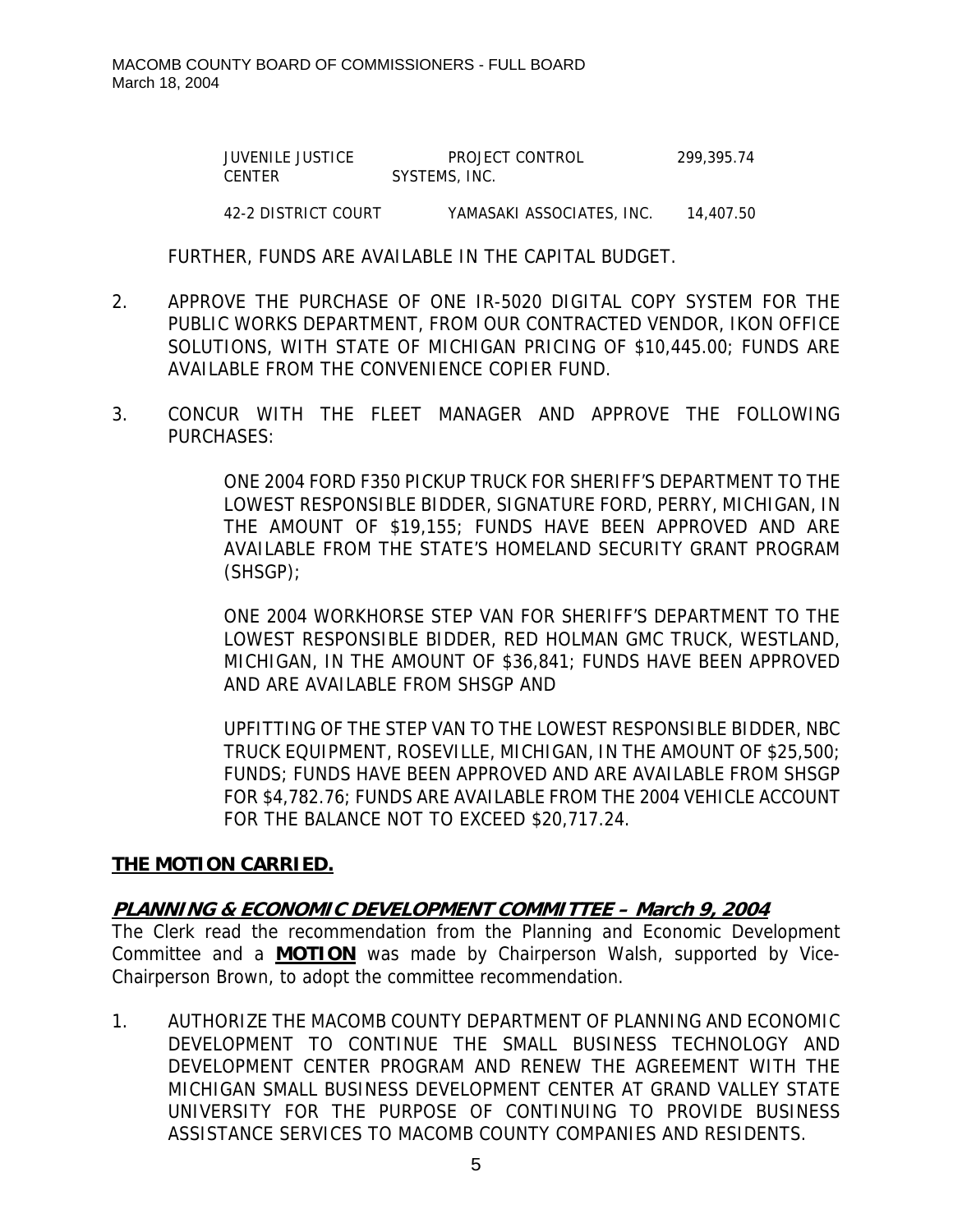| | | |
|---|---|---|
| JUVENILE JUSTICE CENTER | PROJECT CONTROL SYSTEMS, INC. | 299,395.74 |
| 42-2 DISTRICT COURT | YAMASAKI ASSOCIATES, INC. | 14,407.50 |

FURTHER, FUNDS ARE AVAILABLE IN THE CAPITAL BUDGET.

2. APPROVE THE PURCHASE OF ONE IR-5020 DIGITAL COPY SYSTEM FOR THE PUBLIC WORKS DEPARTMENT, FROM OUR CONTRACTED VENDOR, IKON OFFICE SOLUTIONS, WITH STATE OF MICHIGAN PRICING OF $10,445.00; FUNDS ARE AVAILABLE FROM THE CONVENIENCE COPIER FUND.

3. CONCUR WITH THE FLEET MANAGER AND APPROVE THE FOLLOWING PURCHASES:

   ONE 2004 FORD F350 PICKUP TRUCK FOR SHERIFF'S DEPARTMENT TO THE LOWEST RESPONSIBLE BIDDER, SIGNATURE FORD, PERRY, MICHIGAN, IN THE AMOUNT OF $19,155; FUNDS HAVE BEEN APPROVED AND ARE AVAILABLE FROM THE STATE'S HOMELAND SECURITY GRANT PROGRAM (SHSGP);

   ONE 2004 WORKHORSE STEP VAN FOR SHERIFF'S DEPARTMENT TO THE LOWEST RESPONSIBLE BIDDER, RED HOLMAN GMC TRUCK, WESTLAND, MICHIGAN, IN THE AMOUNT OF $36,841; FUNDS HAVE BEEN APPROVED AND ARE AVAILABLE FROM SHSGP AND

   UPFITTING OF THE STEP VAN TO THE LOWEST RESPONSIBLE BIDDER, NBC TRUCK EQUIPMENT, ROSEVILLE, MICHIGAN, IN THE AMOUNT OF $25,500; FUNDS; FUNDS HAVE BEEN APPROVED AND ARE AVAILABLE FROM SHSGP FOR $4,782.76; FUNDS ARE AVAILABLE FROM THE 2004 VEHICLE ACCOUNT FOR THE BALANCE NOT TO EXCEED $20,717.24.

**THE MOTION CARRIED.**

***PLANNING & ECONOMIC DEVELOPMENT COMMITTEE – March 9, 2004***

The Clerk read the recommendation from the Planning and Economic Development Committee and a **MOTION** was made by Chairperson Walsh, supported by Vice-Chairperson Brown, to adopt the committee recommendation.

1. AUTHORIZE THE MACOMB COUNTY DEPARTMENT OF PLANNING AND ECONOMIC DEVELOPMENT TO CONTINUE THE SMALL BUSINESS TECHNOLOGY AND DEVELOPMENT CENTER PROGRAM AND RENEW THE AGREEMENT WITH THE MICHIGAN SMALL BUSINESS DEVELOPMENT CENTER AT GRAND VALLEY STATE UNIVERSITY FOR THE PURPOSE OF CONTINUING TO PROVIDE BUSINESS ASSISTANCE SERVICES TO MACOMB COUNTY COMPANIES AND RESIDENTS.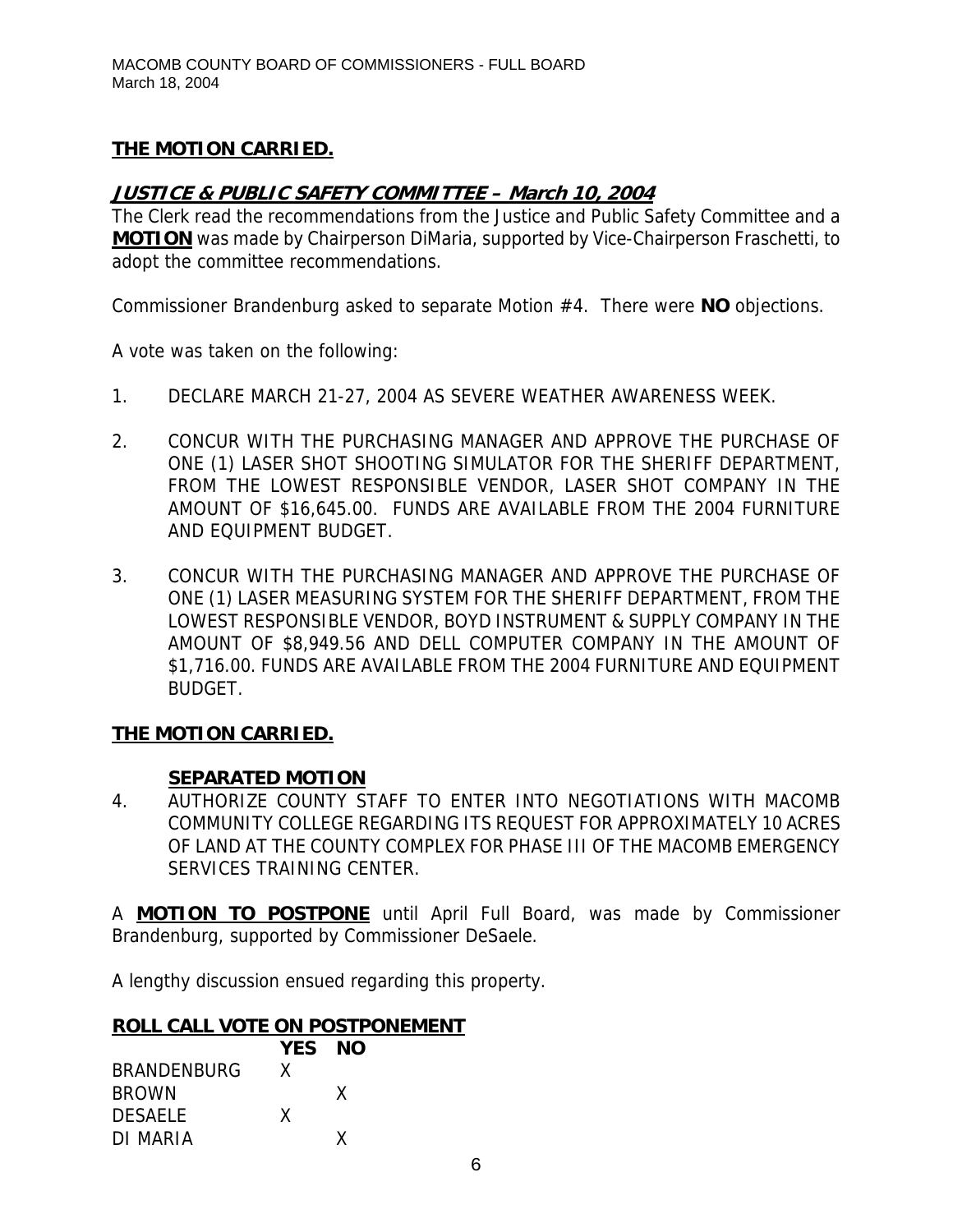**THE MOTION CARRIED.**

## ***JUSTICE & PUBLIC SAFETY COMMITTEE – March 10, 2004***

The Clerk read the recommendations from the Justice and Public Safety Committee and a **MOTION** was made by Chairperson DiMaria, supported by Vice-Chairperson Fraschetti, to adopt the committee recommendations.

Commissioner Brandenburg asked to separate Motion #4. There were **NO** objections.

A vote was taken on the following:

1. DECLARE MARCH 21-27, 2004 AS SEVERE WEATHER AWARENESS WEEK.
2. CONCUR WITH THE PURCHASING MANAGER AND APPROVE THE PURCHASE OF ONE (1) LASER SHOT SHOOTING SIMULATOR FOR THE SHERIFF DEPARTMENT, FROM THE LOWEST RESPONSIBLE VENDOR, LASER SHOT COMPANY IN THE AMOUNT OF $16,645.00. FUNDS ARE AVAILABLE FROM THE 2004 FURNITURE AND EQUIPMENT BUDGET.
3. CONCUR WITH THE PURCHASING MANAGER AND APPROVE THE PURCHASE OF ONE (1) LASER MEASURING SYSTEM FOR THE SHERIFF DEPARTMENT, FROM THE LOWEST RESPONSIBLE VENDOR, BOYD INSTRUMENT & SUPPLY COMPANY IN THE AMOUNT OF $8,949.56 AND DELL COMPUTER COMPANY IN THE AMOUNT OF $1,716.00. FUNDS ARE AVAILABLE FROM THE 2004 FURNITURE AND EQUIPMENT BUDGET.

**THE MOTION CARRIED.**

**SEPARATED MOTION**

4. AUTHORIZE COUNTY STAFF TO ENTER INTO NEGOTIATIONS WITH MACOMB COMMUNITY COLLEGE REGARDING ITS REQUEST FOR APPROXIMATELY 10 ACRES OF LAND AT THE COUNTY COMPLEX FOR PHASE III OF THE MACOMB EMERGENCY SERVICES TRAINING CENTER.

A **MOTION TO POSTPONE** until April Full Board, was made by Commissioner Brandenburg, supported by Commissioner DeSaele.

A lengthy discussion ensued regarding this property.

**ROLL CALL VOTE ON POSTPONEMENT**

| | YES | NO |
|---|---|---|
| BRANDENBURG | X | |
| BROWN | | X |
| DESAELE | X | |
| DI MARIA | | X |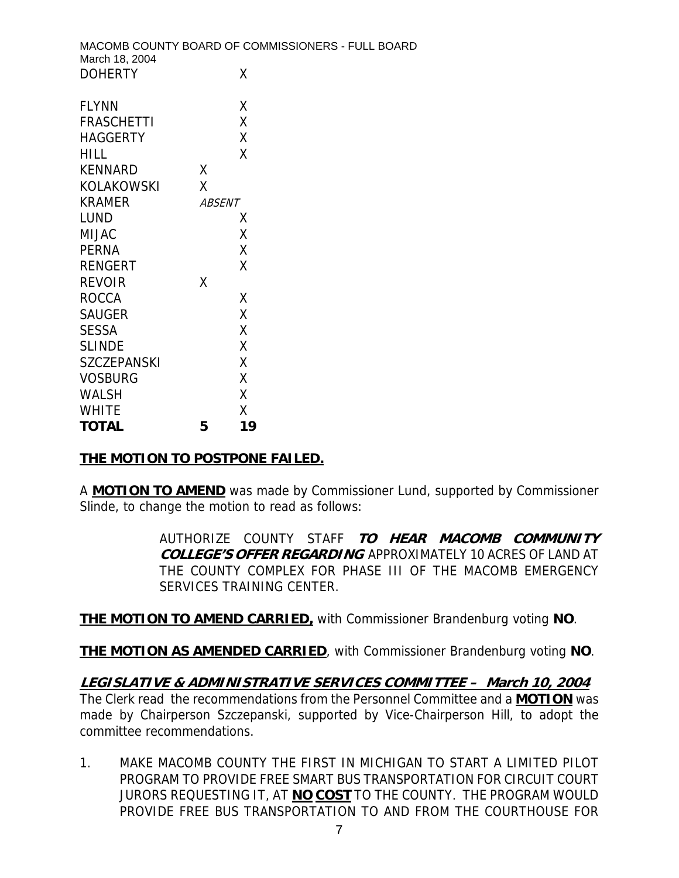| | | |
|---|---|---|
| DOHERTY | | X |
| FLYNN | | X |
| FRASCHETTI | | X |
| HAGGERTY | | X |
| HILL | | X |
| KENNARD | X | |
| KOLAKOWSKI | X | |
| KRAMER | *ABSENT* | |
| LUND | | X |
| MIJAC | | X |
| PERNA | | X |
| RENGERT | | X |
| REVOIR | X | |
| ROCCA | | X |
| SAUGER | | X |
| SESSA | | X |
| SLINDE | | X |
| SZCZEPANSKI | | X |
| VOSBURG | | X |
| WALSH | | X |
| WHITE | | X |
| **TOTAL** | **5** | **19** |

**THE MOTION TO POSTPONE FAILED.**

A **MOTION TO AMEND** was made by Commissioner Lund, supported by Commissioner Slinde, to change the motion to read as follows:

> AUTHORIZE COUNTY STAFF ***TO HEAR MACOMB COMMUNITY COLLEGE'S OFFER REGARDING*** APPROXIMATELY 10 ACRES OF LAND AT THE COUNTY COMPLEX FOR PHASE III OF THE MACOMB EMERGENCY SERVICES TRAINING CENTER.

**THE MOTION TO AMEND CARRIED,** with Commissioner Brandenburg voting **NO**.

**THE MOTION AS AMENDED CARRIED**, with Commissioner Brandenburg voting **NO**.

## *LEGISLATIVE & ADMINISTRATIVE SERVICES COMMITTEE – March 10, 2004*

The Clerk read the recommendations from the Personnel Committee and a **MOTION** was made by Chairperson Szczepanski, supported by Vice-Chairperson Hill, to adopt the committee recommendations.

1. MAKE MACOMB COUNTY THE FIRST IN MICHIGAN TO START A LIMITED PILOT PROGRAM TO PROVIDE FREE SMART BUS TRANSPORTATION FOR CIRCUIT COURT JURORS REQUESTING IT, AT **NO COST** TO THE COUNTY. THE PROGRAM WOULD PROVIDE FREE BUS TRANSPORTATION TO AND FROM THE COURTHOUSE FOR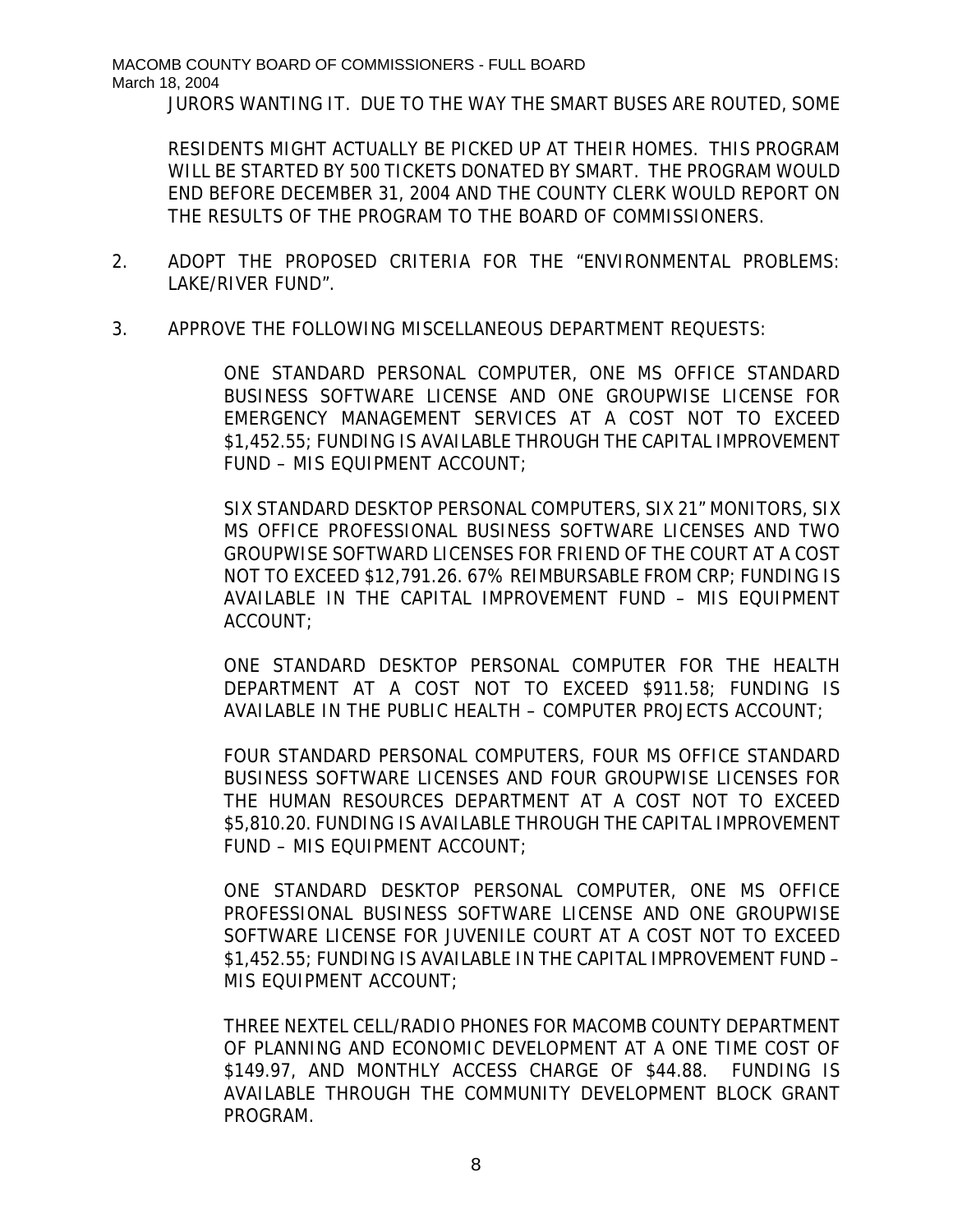JURORS WANTING IT. DUE TO THE WAY THE SMART BUSES ARE ROUTED, SOME RESIDENTS MIGHT ACTUALLY BE PICKED UP AT THEIR HOMES. THIS PROGRAM WILL BE STARTED BY 500 TICKETS DONATED BY SMART. THE PROGRAM WOULD END BEFORE DECEMBER 31, 2004 AND THE COUNTY CLERK WOULD REPORT ON THE RESULTS OF THE PROGRAM TO THE BOARD OF COMMISSIONERS.

2. ADOPT THE PROPOSED CRITERIA FOR THE "ENVIRONMENTAL PROBLEMS: LAKE/RIVER FUND".

3. APPROVE THE FOLLOWING MISCELLANEOUS DEPARTMENT REQUESTS:

   ONE STANDARD PERSONAL COMPUTER, ONE MS OFFICE STANDARD BUSINESS SOFTWARE LICENSE AND ONE GROUPWISE LICENSE FOR EMERGENCY MANAGEMENT SERVICES AT A COST NOT TO EXCEED $1,452.55; FUNDING IS AVAILABLE THROUGH THE CAPITAL IMPROVEMENT FUND – MIS EQUIPMENT ACCOUNT;

   SIX STANDARD DESKTOP PERSONAL COMPUTERS, SIX 21" MONITORS, SIX MS OFFICE PROFESSIONAL BUSINESS SOFTWARE LICENSES AND TWO GROUPWISE SOFTWARD LICENSES FOR FRIEND OF THE COURT AT A COST NOT TO EXCEED $12,791.26. 67% REIMBURSABLE FROM CRP; FUNDING IS AVAILABLE IN THE CAPITAL IMPROVEMENT FUND – MIS EQUIPMENT ACCOUNT;

   ONE STANDARD DESKTOP PERSONAL COMPUTER FOR THE HEALTH DEPARTMENT AT A COST NOT TO EXCEED $911.58; FUNDING IS AVAILABLE IN THE PUBLIC HEALTH – COMPUTER PROJECTS ACCOUNT;

   FOUR STANDARD PERSONAL COMPUTERS, FOUR MS OFFICE STANDARD BUSINESS SOFTWARE LICENSES AND FOUR GROUPWISE LICENSES FOR THE HUMAN RESOURCES DEPARTMENT AT A COST NOT TO EXCEED $5,810.20. FUNDING IS AVAILABLE THROUGH THE CAPITAL IMPROVEMENT FUND – MIS EQUIPMENT ACCOUNT;

   ONE STANDARD DESKTOP PERSONAL COMPUTER, ONE MS OFFICE PROFESSIONAL BUSINESS SOFTWARE LICENSE AND ONE GROUPWISE SOFTWARE LICENSE FOR JUVENILE COURT AT A COST NOT TO EXCEED $1,452.55; FUNDING IS AVAILABLE IN THE CAPITAL IMPROVEMENT FUND – MIS EQUIPMENT ACCOUNT;

   THREE NEXTEL CELL/RADIO PHONES FOR MACOMB COUNTY DEPARTMENT OF PLANNING AND ECONOMIC DEVELOPMENT AT A ONE TIME COST OF $149.97, AND MONTHLY ACCESS CHARGE OF $44.88. FUNDING IS AVAILABLE THROUGH THE COMMUNITY DEVELOPMENT BLOCK GRANT PROGRAM.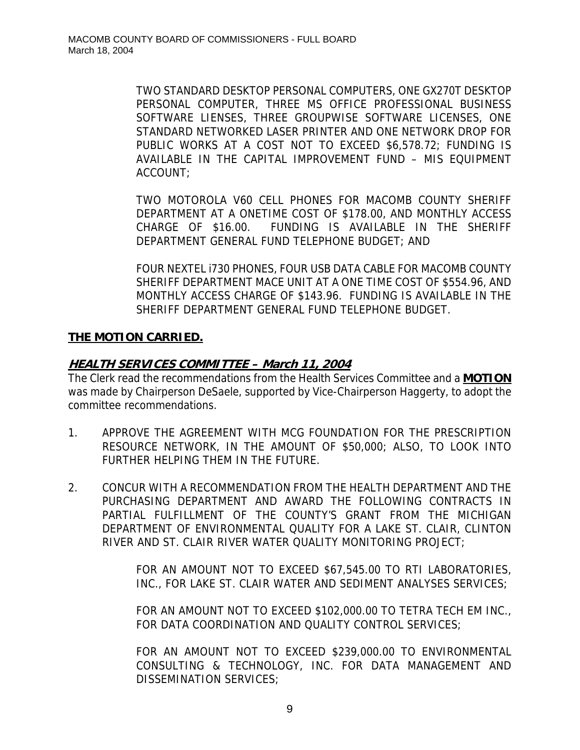TWO STANDARD DESKTOP PERSONAL COMPUTERS, ONE GX270T DESKTOP PERSONAL COMPUTER, THREE MS OFFICE PROFESSIONAL BUSINESS SOFTWARE LIENSES, THREE GROUPWISE SOFTWARE LICENSES, ONE STANDARD NETWORKED LASER PRINTER AND ONE NETWORK DROP FOR PUBLIC WORKS AT A COST NOT TO EXCEED $6,578.72; FUNDING IS AVAILABLE IN THE CAPITAL IMPROVEMENT FUND – MIS EQUIPMENT ACCOUNT;

TWO MOTOROLA V60 CELL PHONES FOR MACOMB COUNTY SHERIFF DEPARTMENT AT A ONETIME COST OF $178.00, AND MONTHLY ACCESS CHARGE OF $16.00. FUNDING IS AVAILABLE IN THE SHERIFF DEPARTMENT GENERAL FUND TELEPHONE BUDGET; AND

FOUR NEXTEL i730 PHONES, FOUR USB DATA CABLE FOR MACOMB COUNTY SHERIFF DEPARTMENT MACE UNIT AT A ONE TIME COST OF $554.96, AND MONTHLY ACCESS CHARGE OF $143.96. FUNDING IS AVAILABLE IN THE SHERIFF DEPARTMENT GENERAL FUND TELEPHONE BUDGET.

**THE MOTION CARRIED.**

## *HEALTH SERVICES COMMITTEE – March 11, 2004*

The Clerk read the recommendations from the Health Services Committee and a **MOTION** was made by Chairperson DeSaele, supported by Vice-Chairperson Haggerty, to adopt the committee recommendations.

1. APPROVE THE AGREEMENT WITH MCG FOUNDATION FOR THE PRESCRIPTION RESOURCE NETWORK, IN THE AMOUNT OF $50,000; ALSO, TO LOOK INTO FURTHER HELPING THEM IN THE FUTURE.

2. CONCUR WITH A RECOMMENDATION FROM THE HEALTH DEPARTMENT AND THE PURCHASING DEPARTMENT AND AWARD THE FOLLOWING CONTRACTS IN PARTIAL FULFILLMENT OF THE COUNTY'S GRANT FROM THE MICHIGAN DEPARTMENT OF ENVIRONMENTAL QUALITY FOR A LAKE ST. CLAIR, CLINTON RIVER AND ST. CLAIR RIVER WATER QUALITY MONITORING PROJECT;

   FOR AN AMOUNT NOT TO EXCEED $67,545.00 TO RTI LABORATORIES, INC., FOR LAKE ST. CLAIR WATER AND SEDIMENT ANALYSES SERVICES;

   FOR AN AMOUNT NOT TO EXCEED $102,000.00 TO TETRA TECH EM INC., FOR DATA COORDINATION AND QUALITY CONTROL SERVICES;

   FOR AN AMOUNT NOT TO EXCEED $239,000.00 TO ENVIRONMENTAL CONSULTING & TECHNOLOGY, INC. FOR DATA MANAGEMENT AND DISSEMINATION SERVICES;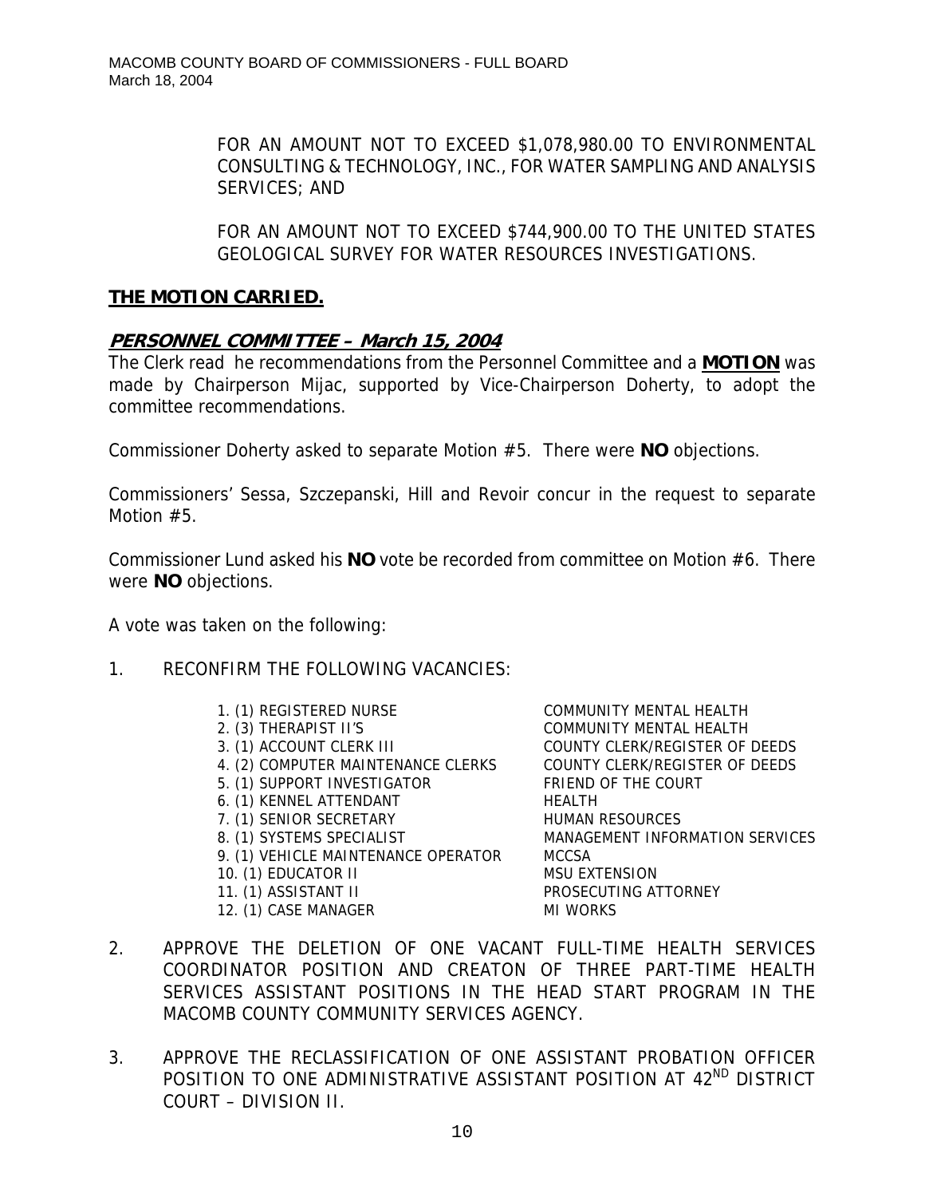FOR AN AMOUNT NOT TO EXCEED $1,078,980.00 TO ENVIRONMENTAL CONSULTING & TECHNOLOGY, INC., FOR WATER SAMPLING AND ANALYSIS SERVICES; AND

FOR AN AMOUNT NOT TO EXCEED $744,900.00 TO THE UNITED STATES GEOLOGICAL SURVEY FOR WATER RESOURCES INVESTIGATIONS.

**THE MOTION CARRIED.**

## PERSONNEL COMMITTEE – March 15, 2004

The Clerk read he recommendations from the Personnel Committee and a **MOTION** was made by Chairperson Mijac, supported by Vice-Chairperson Doherty, to adopt the committee recommendations.

Commissioner Doherty asked to separate Motion #5. There were **NO** objections.

Commissioners' Sessa, Szczepanski, Hill and Revoir concur in the request to separate Motion #5.

Commissioner Lund asked his **NO** vote be recorded from committee on Motion #6. There were **NO** objections.

A vote was taken on the following:

1. RECONFIRM THE FOLLOWING VACANCIES:

| | |
|---|---|
| 1. (1) REGISTERED NURSE | COMMUNITY MENTAL HEALTH |
| 2. (3) THERAPIST II'S | COMMUNITY MENTAL HEALTH |
| 3. (1) ACCOUNT CLERK III | COUNTY CLERK/REGISTER OF DEEDS |
| 4. (2) COMPUTER MAINTENANCE CLERKS | COUNTY CLERK/REGISTER OF DEEDS |
| 5. (1) SUPPORT INVESTIGATOR | FRIEND OF THE COURT |
| 6. (1) KENNEL ATTENDANT | HEALTH |
| 7. (1) SENIOR SECRETARY | HUMAN RESOURCES |
| 8. (1) SYSTEMS SPECIALIST | MANAGEMENT INFORMATION SERVICES |
| 9. (1) VEHICLE MAINTENANCE OPERATOR | MCCSA |
| 10. (1) EDUCATOR II | MSU EXTENSION |
| 11. (1) ASSISTANT II | PROSECUTING ATTORNEY |
| 12. (1) CASE MANAGER | MI WORKS |

2. APPROVE THE DELETION OF ONE VACANT FULL-TIME HEALTH SERVICES COORDINATOR POSITION AND CREATON OF THREE PART-TIME HEALTH SERVICES ASSISTANT POSITIONS IN THE HEAD START PROGRAM IN THE MACOMB COUNTY COMMUNITY SERVICES AGENCY.

3. APPROVE THE RECLASSIFICATION OF ONE ASSISTANT PROBATION OFFICER POSITION TO ONE ADMINISTRATIVE ASSISTANT POSITION AT 42ND DISTRICT COURT – DIVISION II.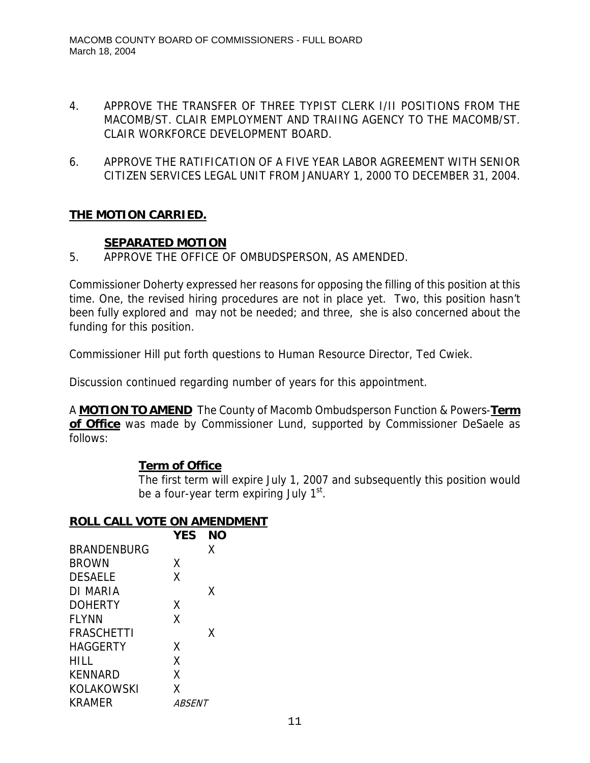4. APPROVE THE TRANSFER OF THREE TYPIST CLERK I/II POSITIONS FROM THE MACOMB/ST. CLAIR EMPLOYMENT AND TRAIING AGENCY TO THE MACOMB/ST. CLAIR WORKFORCE DEVELOPMENT BOARD.

6. APPROVE THE RATIFICATION OF A FIVE YEAR LABOR AGREEMENT WITH SENIOR CITIZEN SERVICES LEGAL UNIT FROM JANUARY 1, 2000 TO DECEMBER 31, 2004.

**THE MOTION CARRIED.**

**SEPARATED MOTION**

5. APPROVE THE OFFICE OF OMBUDSPERSON, AS AMENDED.

Commissioner Doherty expressed her reasons for opposing the filling of this position at this time. One, the revised hiring procedures are not in place yet. Two, this position hasn't been fully explored and may not be needed; and three, she is also concerned about the funding for this position.

Commissioner Hill put forth questions to Human Resource Director, Ted Cwiek.

Discussion continued regarding number of years for this appointment.

A **MOTION TO AMEND** The County of Macomb Ombudsperson Function & Powers-**Term of Office** was made by Commissioner Lund, supported by Commissioner DeSaele as follows:

> **Term of Office**
>
> The first term will expire July 1, 2007 and subsequently this position would be a four-year term expiring July 1st.

**ROLL CALL VOTE ON AMENDMENT**

| | YES | NO |
|---|---|---|
| BRANDENBURG | | X |
| BROWN | X | |
| DESAELE | X | |
| DI MARIA | | X |
| DOHERTY | X | |
| FLYNN | X | |
| FRASCHETTI | | X |
| HAGGERTY | X | |
| HILL | X | |
| KENNARD | X | |
| KOLAKOWSKI | X | |
| KRAMER | *ABSENT* | |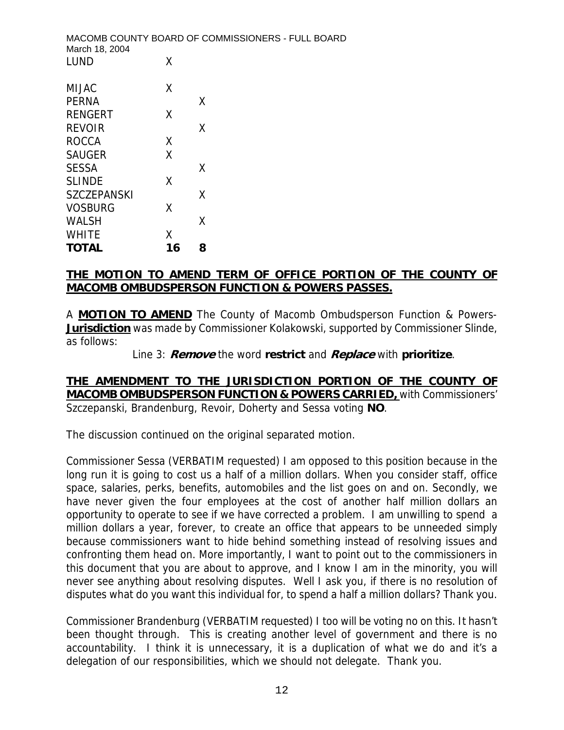| | | |
|---|---|---|
| LUND | X | |
| MIJAC | X | |
| PERNA | | X |
| RENGERT | X | |
| REVOIR | | X |
| ROCCA | X | |
| SAUGER | X | |
| SESSA | | X |
| SLINDE | X | |
| SZCZEPANSKI | | X |
| VOSBURG | X | |
| WALSH | | X |
| WHITE | X | |
| **TOTAL** | **16** | **8** |

**THE MOTION TO AMEND TERM OF OFFICE PORTION OF THE COUNTY OF MACOMB OMBUDSPERSON FUNCTION & POWERS PASSES.**

A **MOTION TO AMEND** The County of Macomb Ombudsperson Function & Powers- **Jurisdiction** was made by Commissioner Kolakowski, supported by Commissioner Slinde, as follows:

Line 3: ***Remove*** the word **restrict** and ***Replace*** with **prioritize**.

**THE AMENDMENT TO THE JURISDICTION PORTION OF THE COUNTY OF MACOMB OMBUDSPERSON FUNCTION & POWERS CARRIED,** with Commissioners' Szczepanski, Brandenburg, Revoir, Doherty and Sessa voting **NO**.

The discussion continued on the original separated motion.

Commissioner Sessa (VERBATIM requested) I am opposed to this position because in the long run it is going to cost us a half of a million dollars. When you consider staff, office space, salaries, perks, benefits, automobiles and the list goes on and on. Secondly, we have never given the four employees at the cost of another half million dollars an opportunity to operate to see if we have corrected a problem. I am unwilling to spend a million dollars a year, forever, to create an office that appears to be unneeded simply because commissioners want to hide behind something instead of resolving issues and confronting them head on. More importantly, I want to point out to the commissioners in this document that you are about to approve, and I know I am in the minority, you will never see anything about resolving disputes. Well I ask you, if there is no resolution of disputes what do you want this individual for, to spend a half a million dollars? Thank you.

Commissioner Brandenburg (VERBATIM requested) I too will be voting no on this. It hasn't been thought through. This is creating another level of government and there is no accountability. I think it is unnecessary, it is a duplication of what we do and it's a delegation of our responsibilities, which we should not delegate. Thank you.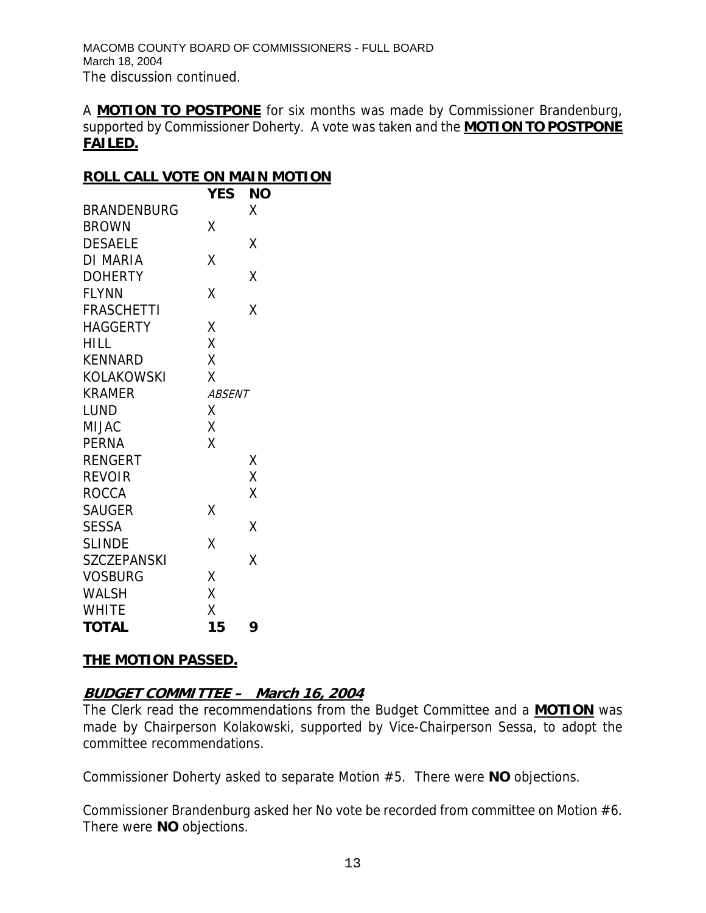The discussion continued.

A **MOTION TO POSTPONE** for six months was made by Commissioner Brandenburg, supported by Commissioner Doherty. A vote was taken and the **MOTION TO POSTPONE FAILED.**

**ROLL CALL VOTE ON MAIN MOTION**

| | YES | NO |
|---|---|---|
| BRANDENBURG | | X |
| BROWN | X | |
| DESAELE | | X |
| DI MARIA | X | |
| DOHERTY | | X |
| FLYNN | X | |
| FRASCHETTI | | X |
| HAGGERTY | X | |
| HILL | X | |
| KENNARD | X | |
| KOLAKOWSKI | X | |
| KRAMER | *ABSENT* | |
| LUND | X | |
| MIJAC | X | |
| PERNA | X | |
| RENGERT | | X |
| REVOIR | | X |
| ROCCA | | X |
| SAUGER | X | |
| SESSA | | X |
| SLINDE | X | |
| SZCZEPANSKI | | X |
| VOSBURG | X | |
| WALSH | X | |
| WHITE | X | |
| **TOTAL** | **15** | **9** |

**THE MOTION PASSED.**

***BUDGET COMMITTEE – March 16, 2004***

The Clerk read the recommendations from the Budget Committee and a **MOTION** was made by Chairperson Kolakowski, supported by Vice-Chairperson Sessa, to adopt the committee recommendations.

Commissioner Doherty asked to separate Motion #5. There were **NO** objections.

Commissioner Brandenburg asked her No vote be recorded from committee on Motion #6. There were **NO** objections.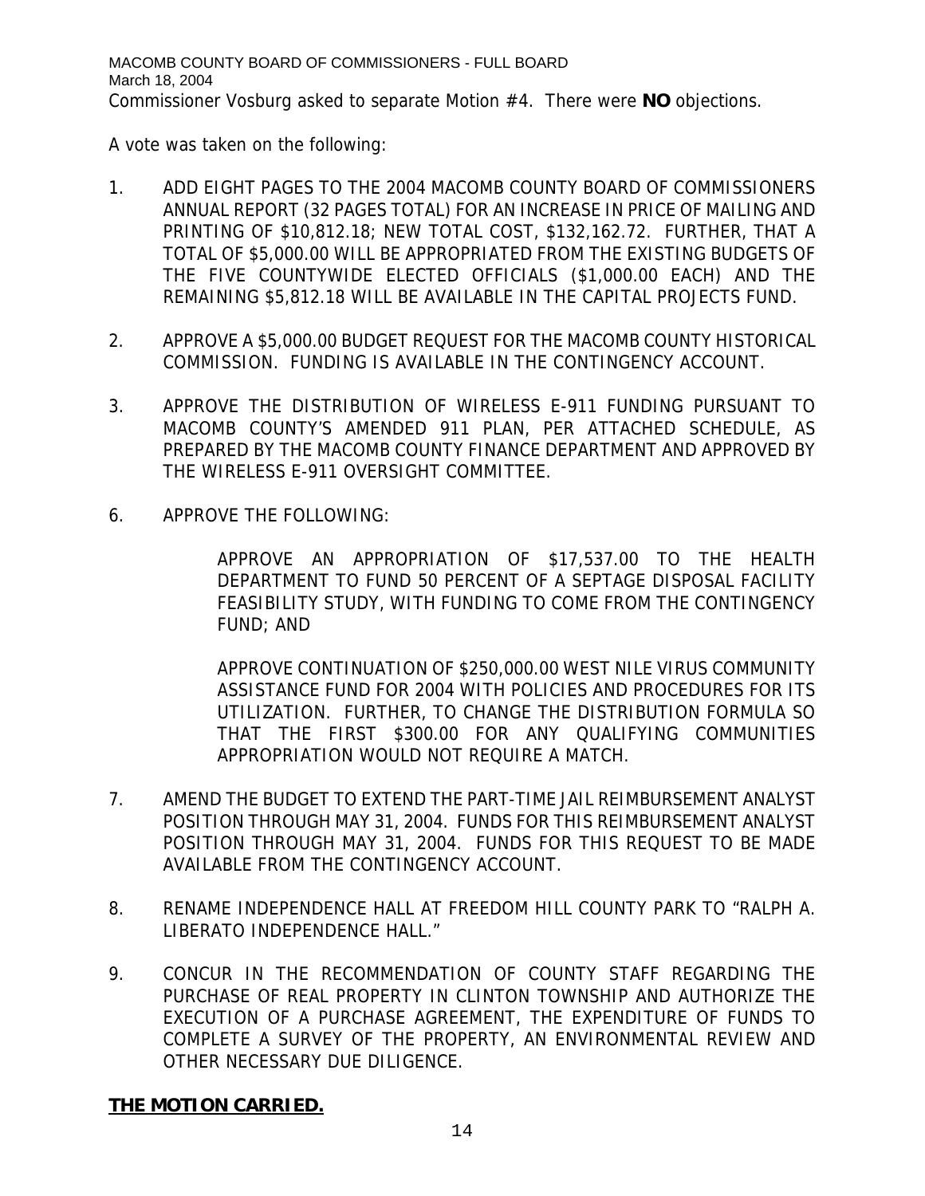Commissioner Vosburg asked to separate Motion #4. There were **NO** objections.

A vote was taken on the following:

1. ADD EIGHT PAGES TO THE 2004 MACOMB COUNTY BOARD OF COMMISSIONERS ANNUAL REPORT (32 PAGES TOTAL) FOR AN INCREASE IN PRICE OF MAILING AND PRINTING OF $10,812.18; NEW TOTAL COST, $132,162.72. FURTHER, THAT A TOTAL OF $5,000.00 WILL BE APPROPRIATED FROM THE EXISTING BUDGETS OF THE FIVE COUNTYWIDE ELECTED OFFICIALS ($1,000.00 EACH) AND THE REMAINING $5,812.18 WILL BE AVAILABLE IN THE CAPITAL PROJECTS FUND.

2. APPROVE A $5,000.00 BUDGET REQUEST FOR THE MACOMB COUNTY HISTORICAL COMMISSION. FUNDING IS AVAILABLE IN THE CONTINGENCY ACCOUNT.

3. APPROVE THE DISTRIBUTION OF WIRELESS E-911 FUNDING PURSUANT TO MACOMB COUNTY'S AMENDED 911 PLAN, PER ATTACHED SCHEDULE, AS PREPARED BY THE MACOMB COUNTY FINANCE DEPARTMENT AND APPROVED BY THE WIRELESS E-911 OVERSIGHT COMMITTEE.

6. APPROVE THE FOLLOWING:

   APPROVE AN APPROPRIATION OF $17,537.00 TO THE HEALTH DEPARTMENT TO FUND 50 PERCENT OF A SEPTAGE DISPOSAL FACILITY FEASIBILITY STUDY, WITH FUNDING TO COME FROM THE CONTINGENCY FUND; AND

   APPROVE CONTINUATION OF $250,000.00 WEST NILE VIRUS COMMUNITY ASSISTANCE FUND FOR 2004 WITH POLICIES AND PROCEDURES FOR ITS UTILIZATION. FURTHER, TO CHANGE THE DISTRIBUTION FORMULA SO THAT THE FIRST $300.00 FOR ANY QUALIFYING COMMUNITIES APPROPRIATION WOULD NOT REQUIRE A MATCH.

7. AMEND THE BUDGET TO EXTEND THE PART-TIME JAIL REIMBURSEMENT ANALYST POSITION THROUGH MAY 31, 2004. FUNDS FOR THIS REIMBURSEMENT ANALYST POSITION THROUGH MAY 31, 2004. FUNDS FOR THIS REQUEST TO BE MADE AVAILABLE FROM THE CONTINGENCY ACCOUNT.

8. RENAME INDEPENDENCE HALL AT FREEDOM HILL COUNTY PARK TO "RALPH A. LIBERATO INDEPENDENCE HALL."

9. CONCUR IN THE RECOMMENDATION OF COUNTY STAFF REGARDING THE PURCHASE OF REAL PROPERTY IN CLINTON TOWNSHIP AND AUTHORIZE THE EXECUTION OF A PURCHASE AGREEMENT, THE EXPENDITURE OF FUNDS TO COMPLETE A SURVEY OF THE PROPERTY, AN ENVIRONMENTAL REVIEW AND OTHER NECESSARY DUE DILIGENCE.

**THE MOTION CARRIED.**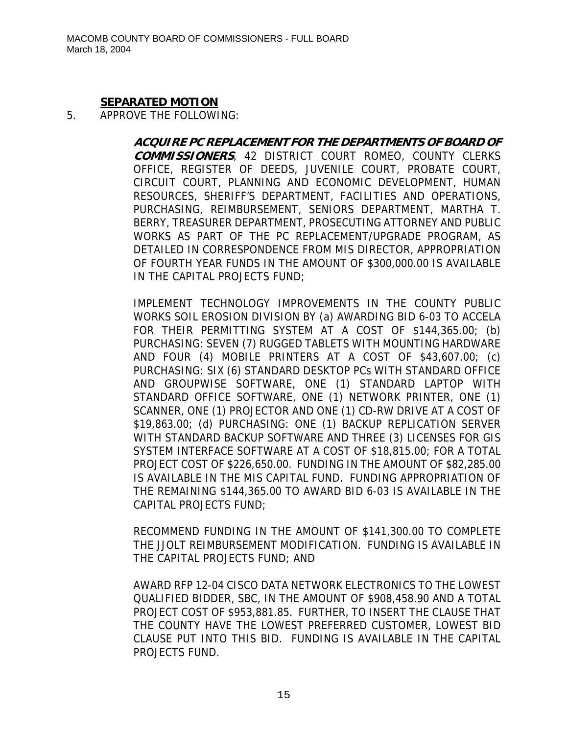**SEPARATED MOTION**

5. APPROVE THE FOLLOWING:

   ***ACQUIRE PC REPLACEMENT FOR THE DEPARTMENTS OF BOARD OF COMMISSIONERS***, 42 DISTRICT COURT ROMEO, COUNTY CLERKS OFFICE, REGISTER OF DEEDS, JUVENILE COURT, PROBATE COURT, CIRCUIT COURT, PLANNING AND ECONOMIC DEVELOPMENT, HUMAN RESOURCES, SHERIFF'S DEPARTMENT, FACILITIES AND OPERATIONS, PURCHASING, REIMBURSEMENT, SENIORS DEPARTMENT, MARTHA T. BERRY, TREASURER DEPARTMENT, PROSECUTING ATTORNEY AND PUBLIC WORKS AS PART OF THE PC REPLACEMENT/UPGRADE PROGRAM, AS DETAILED IN CORRESPONDENCE FROM MIS DIRECTOR, APPROPRIATION OF FOURTH YEAR FUNDS IN THE AMOUNT OF $300,000.00 IS AVAILABLE IN THE CAPITAL PROJECTS FUND;

   IMPLEMENT TECHNOLOGY IMPROVEMENTS IN THE COUNTY PUBLIC WORKS SOIL EROSION DIVISION BY (a) AWARDING BID 6-03 TO ACCELA FOR THEIR PERMITTING SYSTEM AT A COST OF $144,365.00; (b) PURCHASING: SEVEN (7) RUGGED TABLETS WITH MOUNTING HARDWARE AND FOUR (4) MOBILE PRINTERS AT A COST OF $43,607.00; (c) PURCHASING: SIX (6) STANDARD DESKTOP PCs WITH STANDARD OFFICE AND GROUPWISE SOFTWARE, ONE (1) STANDARD LAPTOP WITH STANDARD OFFICE SOFTWARE, ONE (1) NETWORK PRINTER, ONE (1) SCANNER, ONE (1) PROJECTOR AND ONE (1) CD-RW DRIVE AT A COST OF $19,863.00; (d) PURCHASING: ONE (1) BACKUP REPLICATION SERVER WITH STANDARD BACKUP SOFTWARE AND THREE (3) LICENSES FOR GIS SYSTEM INTERFACE SOFTWARE AT A COST OF $18,815.00; FOR A TOTAL PROJECT COST OF $226,650.00. FUNDING IN THE AMOUNT OF $82,285.00 IS AVAILABLE IN THE MIS CAPITAL FUND. FUNDING APPROPRIATION OF THE REMAINING $144,365.00 TO AWARD BID 6-03 IS AVAILABLE IN THE CAPITAL PROJECTS FUND;

   RECOMMEND FUNDING IN THE AMOUNT OF $141,300.00 TO COMPLETE THE JJOLT REIMBURSEMENT MODIFICATION. FUNDING IS AVAILABLE IN THE CAPITAL PROJECTS FUND; AND

   AWARD RFP 12-04 CISCO DATA NETWORK ELECTRONICS TO THE LOWEST QUALIFIED BIDDER, SBC, IN THE AMOUNT OF $908,458.90 AND A TOTAL PROJECT COST OF $953,881.85. FURTHER, TO INSERT THE CLAUSE THAT THE COUNTY HAVE THE LOWEST PREFERRED CUSTOMER, LOWEST BID CLAUSE PUT INTO THIS BID. FUNDING IS AVAILABLE IN THE CAPITAL PROJECTS FUND.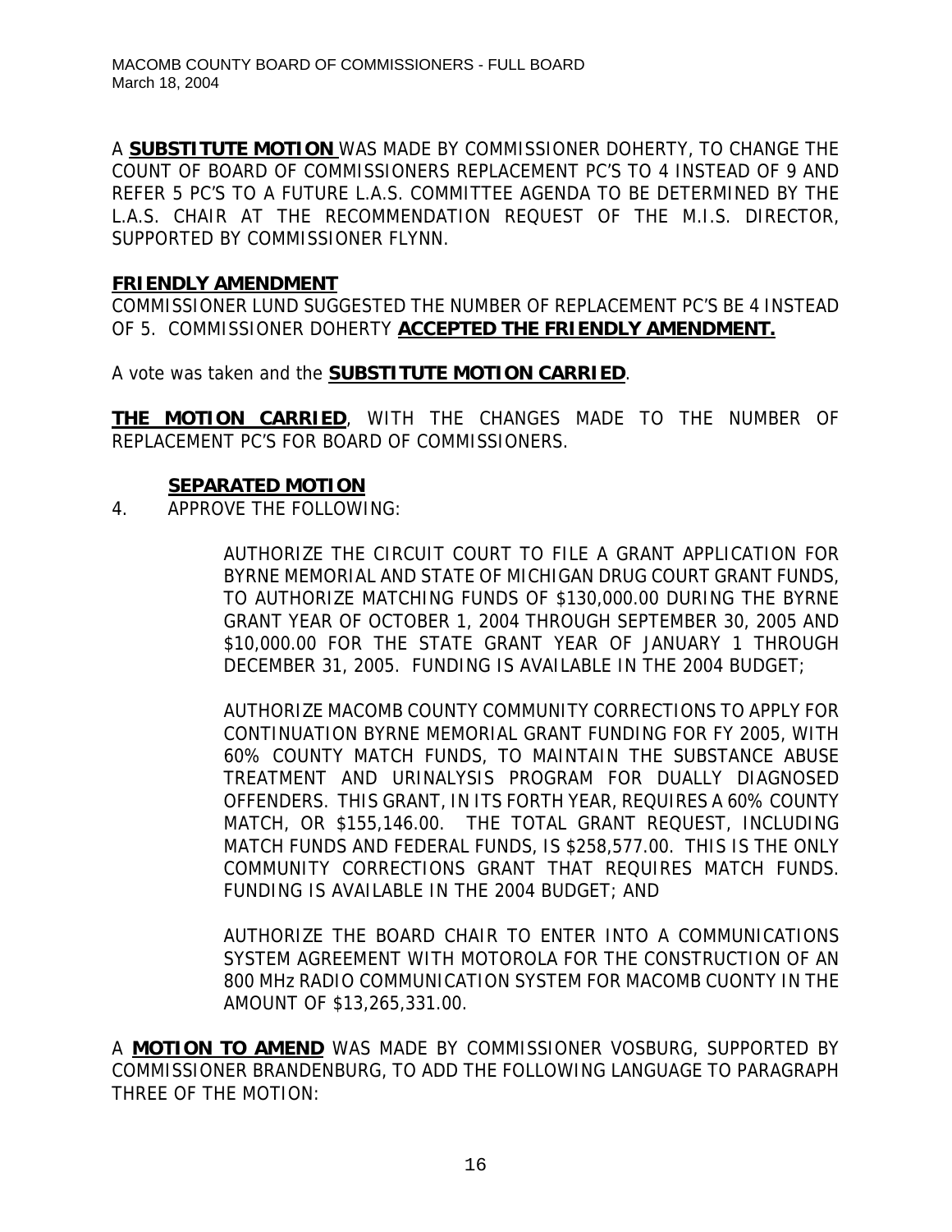A **SUBSTITUTE MOTION** WAS MADE BY COMMISSIONER DOHERTY, TO CHANGE THE COUNT OF BOARD OF COMMISSIONERS REPLACEMENT PC'S TO 4 INSTEAD OF 9 AND REFER 5 PC'S TO A FUTURE L.A.S. COMMITTEE AGENDA TO BE DETERMINED BY THE L.A.S. CHAIR AT THE RECOMMENDATION REQUEST OF THE M.I.S. DIRECTOR, SUPPORTED BY COMMISSIONER FLYNN.

**FRIENDLY AMENDMENT**

COMMISSIONER LUND SUGGESTED THE NUMBER OF REPLACEMENT PC'S BE 4 INSTEAD OF 5. COMMISSIONER DOHERTY **ACCEPTED THE FRIENDLY AMENDMENT.**

A vote was taken and the **SUBSTITUTE MOTION CARRIED**.

**THE MOTION CARRIED**, WITH THE CHANGES MADE TO THE NUMBER OF REPLACEMENT PC'S FOR BOARD OF COMMISSIONERS.

**SEPARATED MOTION**

4. APPROVE THE FOLLOWING:

   AUTHORIZE THE CIRCUIT COURT TO FILE A GRANT APPLICATION FOR BYRNE MEMORIAL AND STATE OF MICHIGAN DRUG COURT GRANT FUNDS, TO AUTHORIZE MATCHING FUNDS OF $130,000.00 DURING THE BYRNE GRANT YEAR OF OCTOBER 1, 2004 THROUGH SEPTEMBER 30, 2005 AND $10,000.00 FOR THE STATE GRANT YEAR OF JANUARY 1 THROUGH DECEMBER 31, 2005. FUNDING IS AVAILABLE IN THE 2004 BUDGET;

   AUTHORIZE MACOMB COUNTY COMMUNITY CORRECTIONS TO APPLY FOR CONTINUATION BYRNE MEMORIAL GRANT FUNDING FOR FY 2005, WITH 60% COUNTY MATCH FUNDS, TO MAINTAIN THE SUBSTANCE ABUSE TREATMENT AND URINALYSIS PROGRAM FOR DUALLY DIAGNOSED OFFENDERS. THIS GRANT, IN ITS FORTH YEAR, REQUIRES A 60% COUNTY MATCH, OR $155,146.00. THE TOTAL GRANT REQUEST, INCLUDING MATCH FUNDS AND FEDERAL FUNDS, IS $258,577.00. THIS IS THE ONLY COMMUNITY CORRECTIONS GRANT THAT REQUIRES MATCH FUNDS. FUNDING IS AVAILABLE IN THE 2004 BUDGET; AND

   AUTHORIZE THE BOARD CHAIR TO ENTER INTO A COMMUNICATIONS SYSTEM AGREEMENT WITH MOTOROLA FOR THE CONSTRUCTION OF AN 800 MHz RADIO COMMUNICATION SYSTEM FOR MACOMB CUONTY IN THE AMOUNT OF $13,265,331.00.

A **MOTION TO AMEND** WAS MADE BY COMMISSIONER VOSBURG, SUPPORTED BY COMMISSIONER BRANDENBURG, TO ADD THE FOLLOWING LANGUAGE TO PARAGRAPH THREE OF THE MOTION: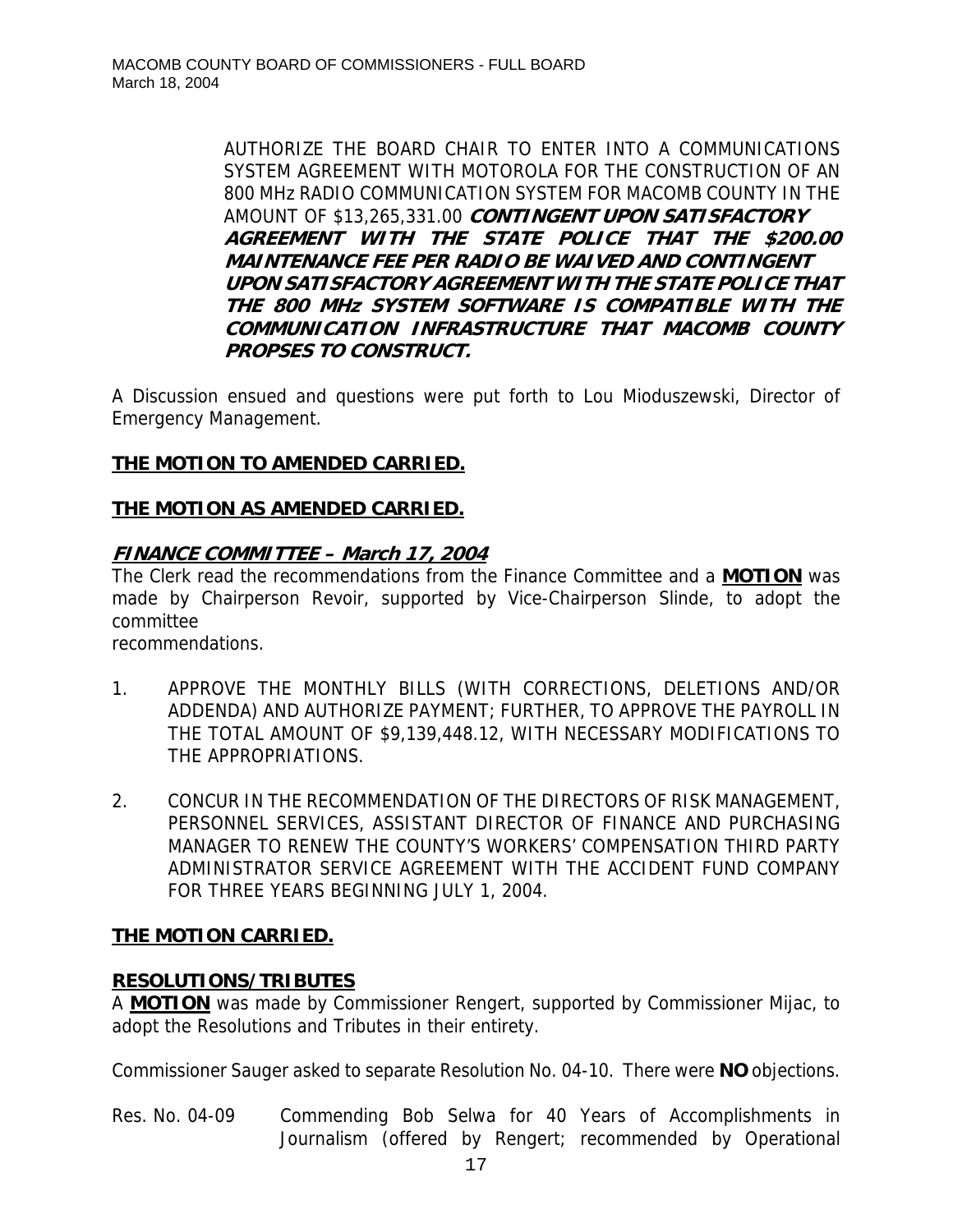AUTHORIZE THE BOARD CHAIR TO ENTER INTO A COMMUNICATIONS SYSTEM AGREEMENT WITH MOTOROLA FOR THE CONSTRUCTION OF AN 800 MHz RADIO COMMUNICATION SYSTEM FOR MACOMB COUNTY IN THE AMOUNT OF $13,265,331.00 ***CONTINGENT UPON SATISFACTORY AGREEMENT WITH THE STATE POLICE THAT THE $200.00 MAINTENANCE FEE PER RADIO BE WAIVED AND CONTINGENT UPON SATISFACTORY AGREEMENT WITH THE STATE POLICE THAT THE 800 MHz SYSTEM SOFTWARE IS COMPATIBLE WITH THE COMMUNICATION INFRASTRUCTURE THAT MACOMB COUNTY PROPSES TO CONSTRUCT.***

A Discussion ensued and questions were put forth to Lou Mioduszewski, Director of Emergency Management.

**THE MOTION TO AMENDED CARRIED.**

**THE MOTION AS AMENDED CARRIED.**

***FINANCE COMMITTEE – March 17, 2004***

The Clerk read the recommendations from the Finance Committee and a **MOTION** was made by Chairperson Revoir, supported by Vice-Chairperson Slinde, to adopt the committee recommendations.

1. APPROVE THE MONTHLY BILLS (WITH CORRECTIONS, DELETIONS AND/OR ADDENDA) AND AUTHORIZE PAYMENT; FURTHER, TO APPROVE THE PAYROLL IN THE TOTAL AMOUNT OF $9,139,448.12, WITH NECESSARY MODIFICATIONS TO THE APPROPRIATIONS.

2. CONCUR IN THE RECOMMENDATION OF THE DIRECTORS OF RISK MANAGEMENT, PERSONNEL SERVICES, ASSISTANT DIRECTOR OF FINANCE AND PURCHASING MANAGER TO RENEW THE COUNTY'S WORKERS' COMPENSATION THIRD PARTY ADMINISTRATOR SERVICE AGREEMENT WITH THE ACCIDENT FUND COMPANY FOR THREE YEARS BEGINNING JULY 1, 2004.

**THE MOTION CARRIED.**

**RESOLUTIONS/TRIBUTES**

A **MOTION** was made by Commissioner Rengert, supported by Commissioner Mijac, to adopt the Resolutions and Tributes in their entirety.

Commissioner Sauger asked to separate Resolution No. 04-10. There were **NO** objections.

Res. No. 04-09 Commending Bob Selwa for 40 Years of Accomplishments in Journalism (offered by Rengert; recommended by Operational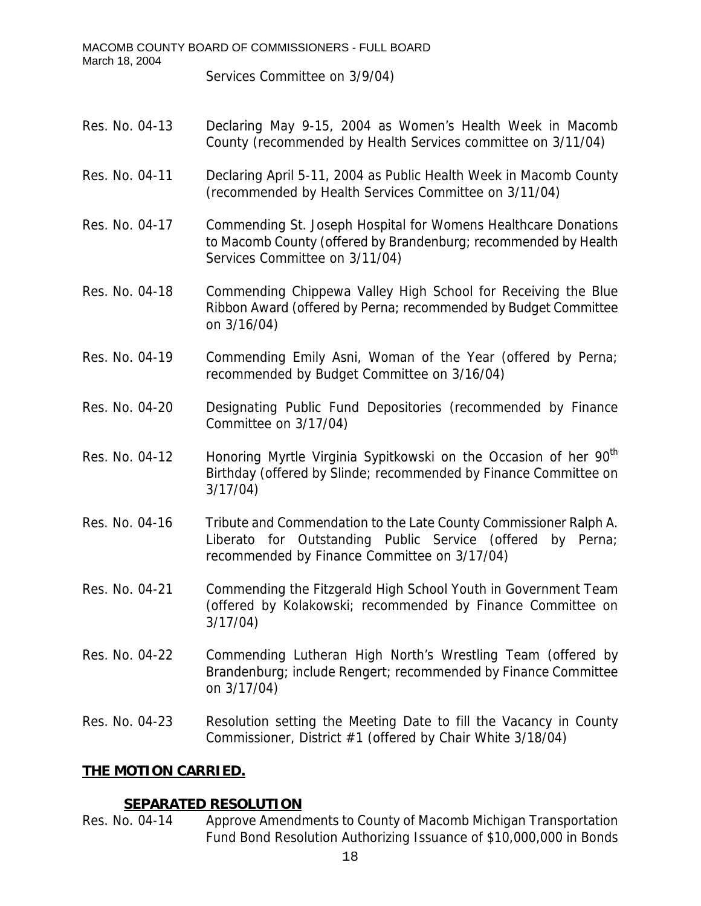Services Committee on 3/9/04)

| | |
|---|---|
| Res. No. 04-13 | Declaring May 9-15, 2004 as Women's Health Week in Macomb County (recommended by Health Services committee on 3/11/04) |
| Res. No. 04-11 | Declaring April 5-11, 2004 as Public Health Week in Macomb County (recommended by Health Services Committee on 3/11/04) |
| Res. No. 04-17 | Commending St. Joseph Hospital for Womens Healthcare Donations to Macomb County (offered by Brandenburg; recommended by Health Services Committee on 3/11/04) |
| Res. No. 04-18 | Commending Chippewa Valley High School for Receiving the Blue Ribbon Award (offered by Perna; recommended by Budget Committee on 3/16/04) |
| Res. No. 04-19 | Commending Emily Asni, Woman of the Year (offered by Perna; recommended by Budget Committee on 3/16/04) |
| Res. No. 04-20 | Designating Public Fund Depositories (recommended by Finance Committee on 3/17/04) |
| Res. No. 04-12 | Honoring Myrtle Virginia Sypitkowski on the Occasion of her 90th Birthday (offered by Slinde; recommended by Finance Committee on 3/17/04) |
| Res. No. 04-16 | Tribute and Commendation to the Late County Commissioner Ralph A. Liberato for Outstanding Public Service (offered by Perna; recommended by Finance Committee on 3/17/04) |
| Res. No. 04-21 | Commending the Fitzgerald High School Youth in Government Team (offered by Kolakowski; recommended by Finance Committee on 3/17/04) |
| Res. No. 04-22 | Commending Lutheran High North's Wrestling Team (offered by Brandenburg; include Rengert; recommended by Finance Committee on 3/17/04) |
| Res. No. 04-23 | Resolution setting the Meeting Date to fill the Vacancy in County Commissioner, District #1 (offered by Chair White 3/18/04) |

**THE MOTION CARRIED.**

**SEPARATED RESOLUTION**

Res. No. 04-14 Approve Amendments to County of Macomb Michigan Transportation Fund Bond Resolution Authorizing Issuance of $10,000,000 in Bonds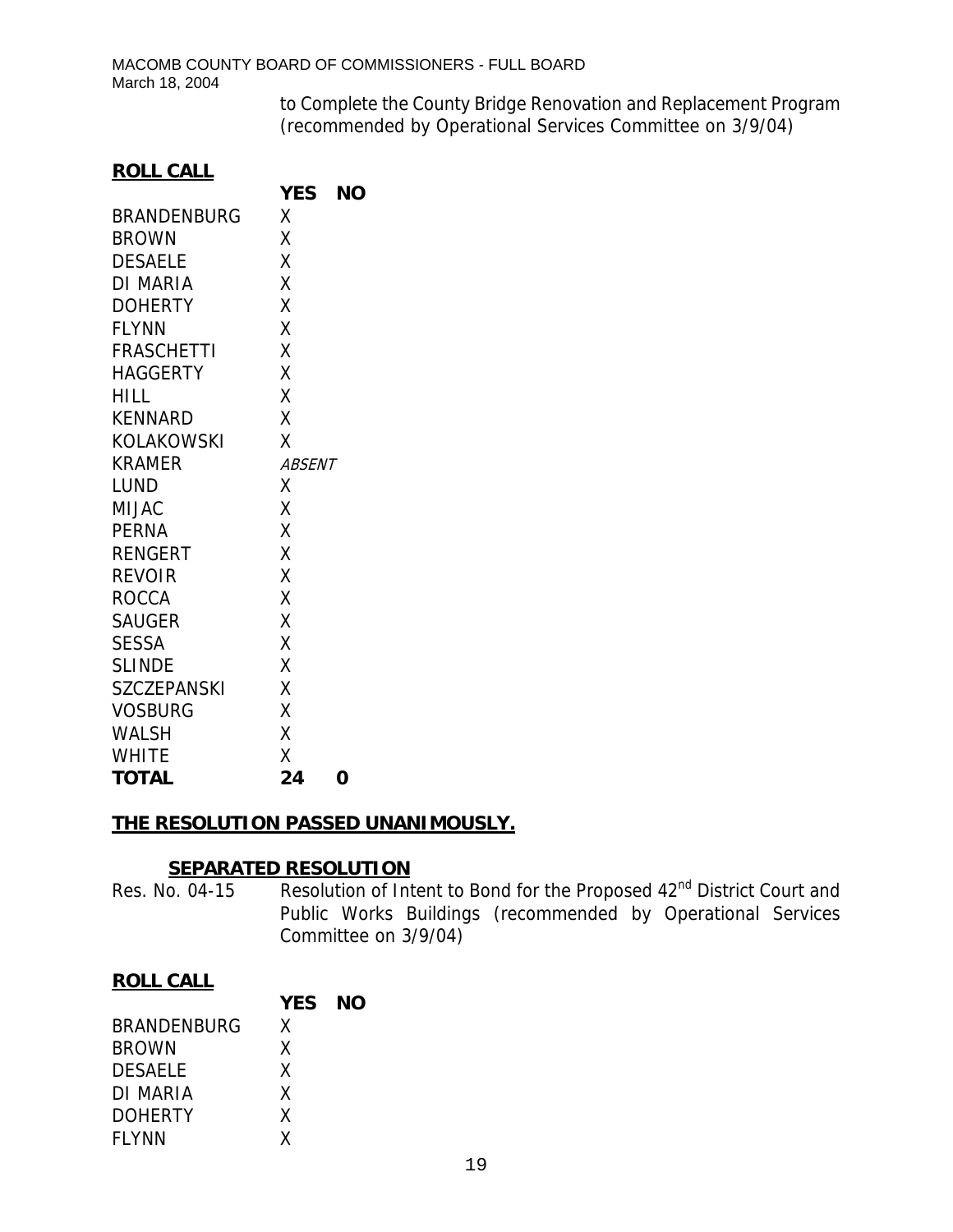to Complete the County Bridge Renovation and Replacement Program (recommended by Operational Services Committee on 3/9/04)

**ROLL CALL**

| | YES | NO |
|---|---|---|
| BRANDENBURG | X | |
| BROWN | X | |
| DESAELE | X | |
| DI MARIA | X | |
| DOHERTY | X | |
| FLYNN | X | |
| FRASCHETTI | X | |
| HAGGERTY | X | |
| HILL | X | |
| KENNARD | X | |
| KOLAKOWSKI | X | |
| KRAMER | *ABSENT* | |
| LUND | X | |
| MIJAC | X | |
| PERNA | X | |
| RENGERT | X | |
| REVOIR | X | |
| ROCCA | X | |
| SAUGER | X | |
| SESSA | X | |
| SLINDE | X | |
| SZCZEPANSKI | X | |
| VOSBURG | X | |
| WALSH | X | |
| WHITE | X | |
| **TOTAL** | **24** | **0** |

**THE RESOLUTION PASSED UNANIMOUSLY.**

**SEPARATED RESOLUTION**

Res. No. 04-15 Resolution of Intent to Bond for the Proposed 42nd District Court and Public Works Buildings (recommended by Operational Services Committee on 3/9/04)

**ROLL CALL**

| | YES | NO |
|---|---|---|
| BRANDENBURG | X | |
| BROWN | X | |
| DESAELE | X | |
| DI MARIA | X | |
| DOHERTY | X | |
| FLYNN | X | |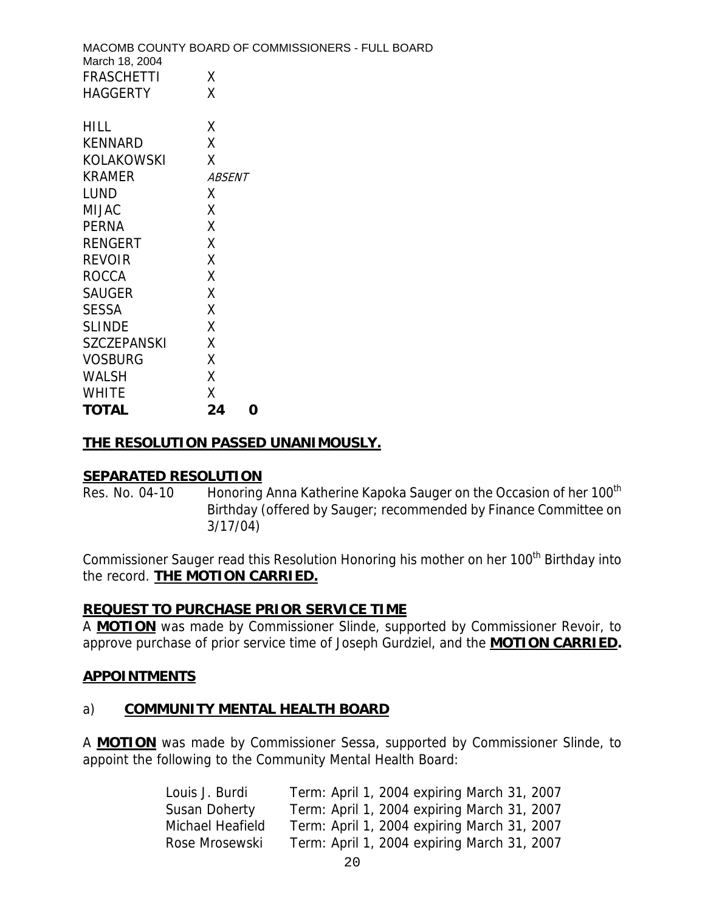| | | |
|---|---|---|
| FRASCHETTI | X | |
| HAGGERTY | X | |
| HILL | X | |
| KENNARD | X | |
| KOLAKOWSKI | X | |
| KRAMER | *ABSENT* | |
| LUND | X | |
| MIJAC | X | |
| PERNA | X | |
| RENGERT | X | |
| REVOIR | X | |
| ROCCA | X | |
| SAUGER | X | |
| SESSA | X | |
| SLINDE | X | |
| SZCZEPANSKI | X | |
| VOSBURG | X | |
| WALSH | X | |
| WHITE | X | |
| **TOTAL** | **24** | **0** |

**THE RESOLUTION PASSED UNANIMOUSLY.**

**SEPARATED RESOLUTION**

Res. No. 04-10 Honoring Anna Katherine Kapoka Sauger on the Occasion of her 100th Birthday (offered by Sauger; recommended by Finance Committee on 3/17/04)

Commissioner Sauger read this Resolution Honoring his mother on her 100th Birthday into the record. **THE MOTION CARRIED.**

**REQUEST TO PURCHASE PRIOR SERVICE TIME**

A **MOTION** was made by Commissioner Slinde, supported by Commissioner Revoir, to approve purchase of prior service time of Joseph Gurdziel, and the **MOTION CARRIED.**

**APPOINTMENTS**

a) **COMMUNITY MENTAL HEALTH BOARD**

A **MOTION** was made by Commissioner Sessa, supported by Commissioner Slinde, to appoint the following to the Community Mental Health Board:

| | |
|---|---|
| Louis J. Burdi | Term: April 1, 2004 expiring March 31, 2007 |
| Susan Doherty | Term: April 1, 2004 expiring March 31, 2007 |
| Michael Heafield | Term: April 1, 2004 expiring March 31, 2007 |
| Rose Mrosewski | Term: April 1, 2004 expiring March 31, 2007 |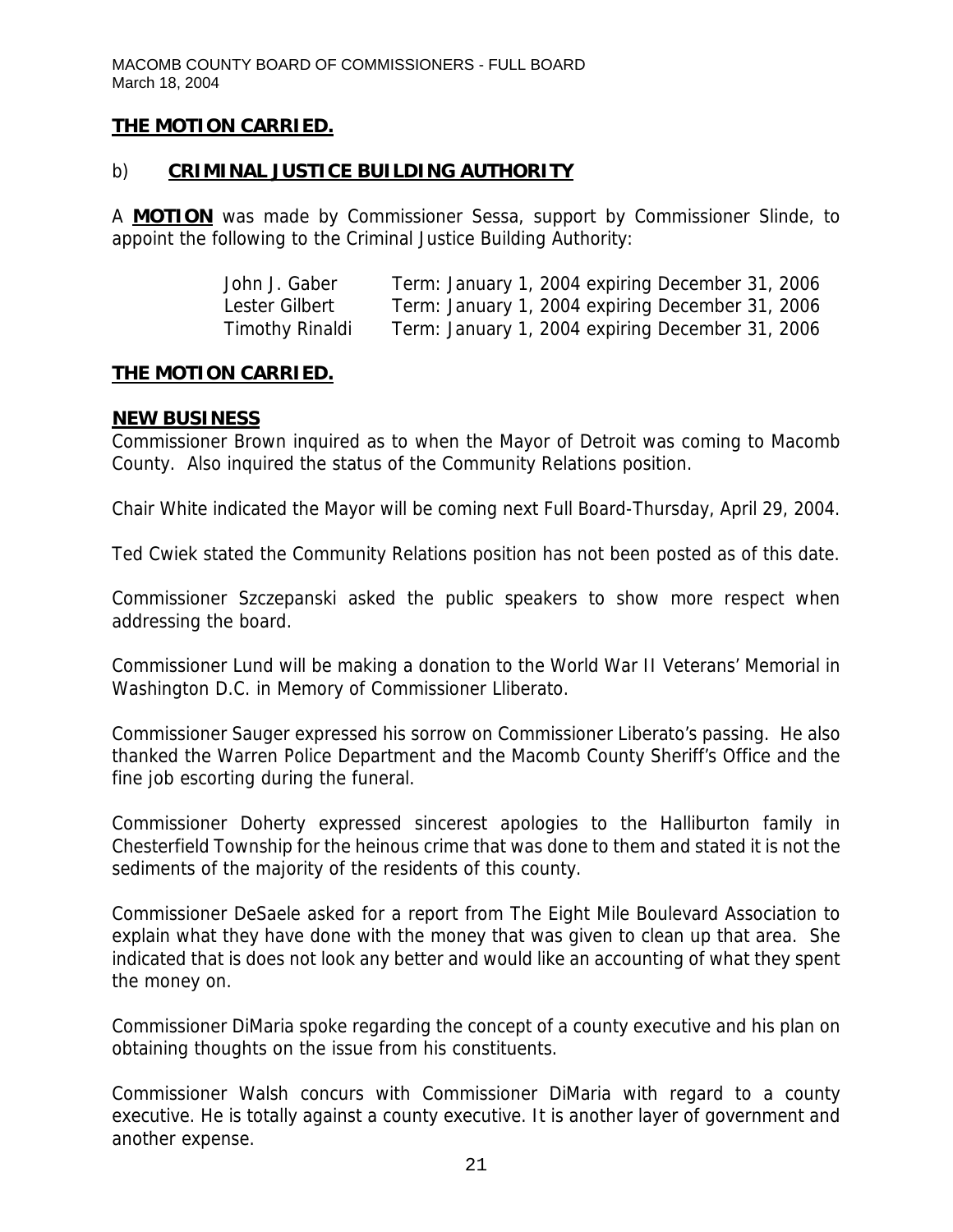**THE MOTION CARRIED.**

b) **CRIMINAL JUSTICE BUILDING AUTHORITY**

A **MOTION** was made by Commissioner Sessa, support by Commissioner Slinde, to appoint the following to the Criminal Justice Building Authority:

| | |
|---|---|
| John J. Gaber | Term: January 1, 2004 expiring December 31, 2006 |
| Lester Gilbert | Term: January 1, 2004 expiring December 31, 2006 |
| Timothy Rinaldi | Term: January 1, 2004 expiring December 31, 2006 |

**THE MOTION CARRIED.**

**NEW BUSINESS**

Commissioner Brown inquired as to when the Mayor of Detroit was coming to Macomb County. Also inquired the status of the Community Relations position.

Chair White indicated the Mayor will be coming next Full Board-Thursday, April 29, 2004.

Ted Cwiek stated the Community Relations position has not been posted as of this date.

Commissioner Szczepanski asked the public speakers to show more respect when addressing the board.

Commissioner Lund will be making a donation to the World War II Veterans' Memorial in Washington D.C. in Memory of Commissioner Lliberato.

Commissioner Sauger expressed his sorrow on Commissioner Liberato's passing. He also thanked the Warren Police Department and the Macomb County Sheriff's Office and the fine job escorting during the funeral.

Commissioner Doherty expressed sincerest apologies to the Halliburton family in Chesterfield Township for the heinous crime that was done to them and stated it is not the sediments of the majority of the residents of this county.

Commissioner DeSaele asked for a report from The Eight Mile Boulevard Association to explain what they have done with the money that was given to clean up that area. She indicated that is does not look any better and would like an accounting of what they spent the money on.

Commissioner DiMaria spoke regarding the concept of a county executive and his plan on obtaining thoughts on the issue from his constituents.

Commissioner Walsh concurs with Commissioner DiMaria with regard to a county executive. He is totally against a county executive. It is another layer of government and another expense.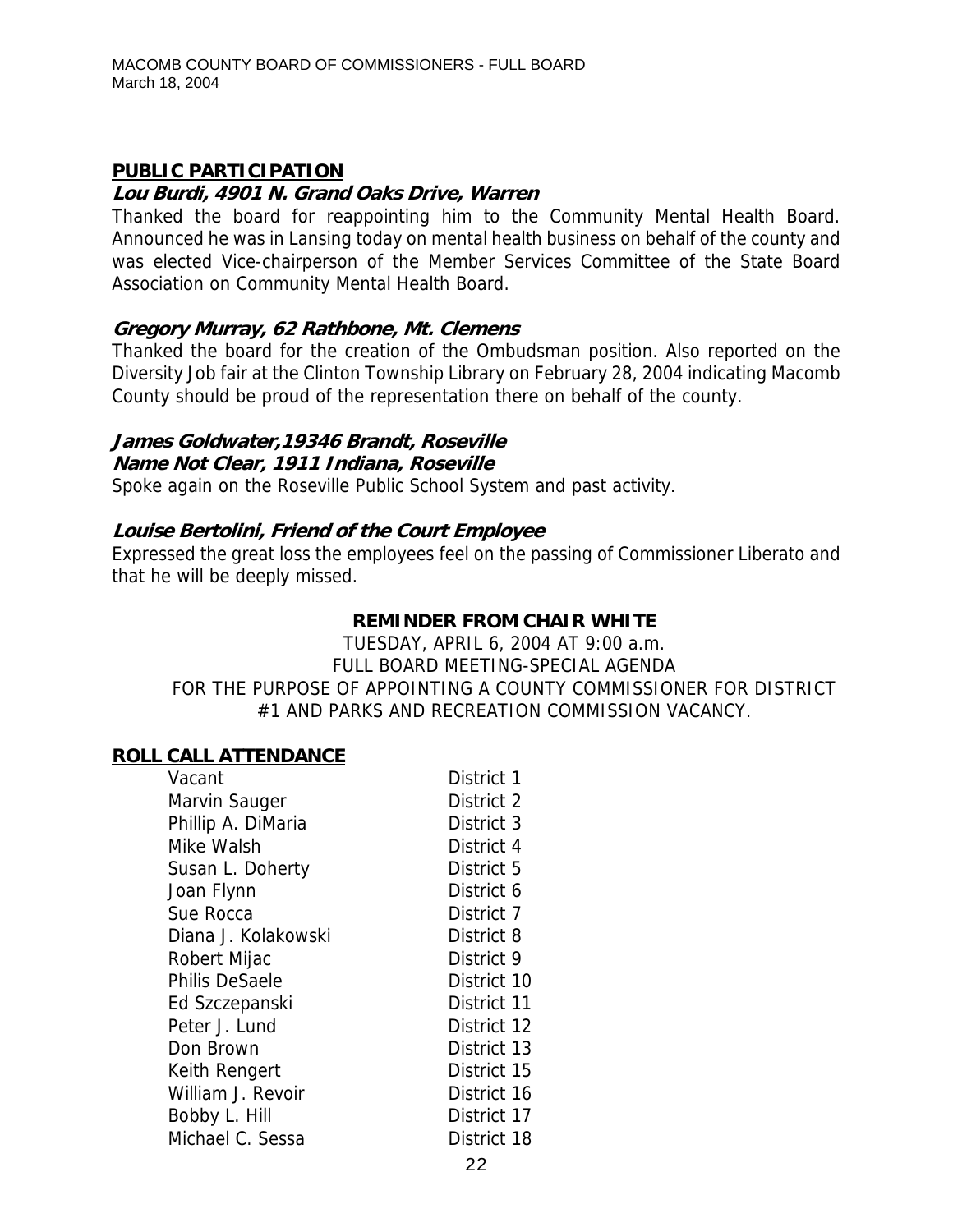## PUBLIC PARTICIPATION

***Lou Burdi, 4901 N. Grand Oaks Drive, Warren***

Thanked the board for reappointing him to the Community Mental Health Board. Announced he was in Lansing today on mental health business on behalf of the county and was elected Vice-chairperson of the Member Services Committee of the State Board Association on Community Mental Health Board.

***Gregory Murray, 62 Rathbone, Mt. Clemens***

Thanked the board for the creation of the Ombudsman position. Also reported on the Diversity Job fair at the Clinton Township Library on February 28, 2004 indicating Macomb County should be proud of the representation there on behalf of the county.

***James Goldwater,19346 Brandt, Roseville***
***Name Not Clear, 1911 Indiana, Roseville***

Spoke again on the Roseville Public School System and past activity.

***Louise Bertolini, Friend of the Court Employee***

Expressed the great loss the employees feel on the passing of Commissioner Liberato and that he will be deeply missed.

**REMINDER FROM CHAIR WHITE**

TUESDAY, APRIL 6, 2004 AT 9:00 a.m.
FULL BOARD MEETING-SPECIAL AGENDA
FOR THE PURPOSE OF APPOINTING A COUNTY COMMISSIONER FOR DISTRICT #1 AND PARKS AND RECREATION COMMISSION VACANCY.

## ROLL CALL ATTENDANCE

| | |
|---|---|
| Vacant | District 1 |
| Marvin Sauger | District 2 |
| Phillip A. DiMaria | District 3 |
| Mike Walsh | District 4 |
| Susan L. Doherty | District 5 |
| Joan Flynn | District 6 |
| Sue Rocca | District 7 |
| Diana J. Kolakowski | District 8 |
| Robert Mijac | District 9 |
| Philis DeSaele | District 10 |
| Ed Szczepanski | District 11 |
| Peter J. Lund | District 12 |
| Don Brown | District 13 |
| Keith Rengert | District 15 |
| William J. Revoir | District 16 |
| Bobby L. Hill | District 17 |
| Michael C. Sessa | District 18 |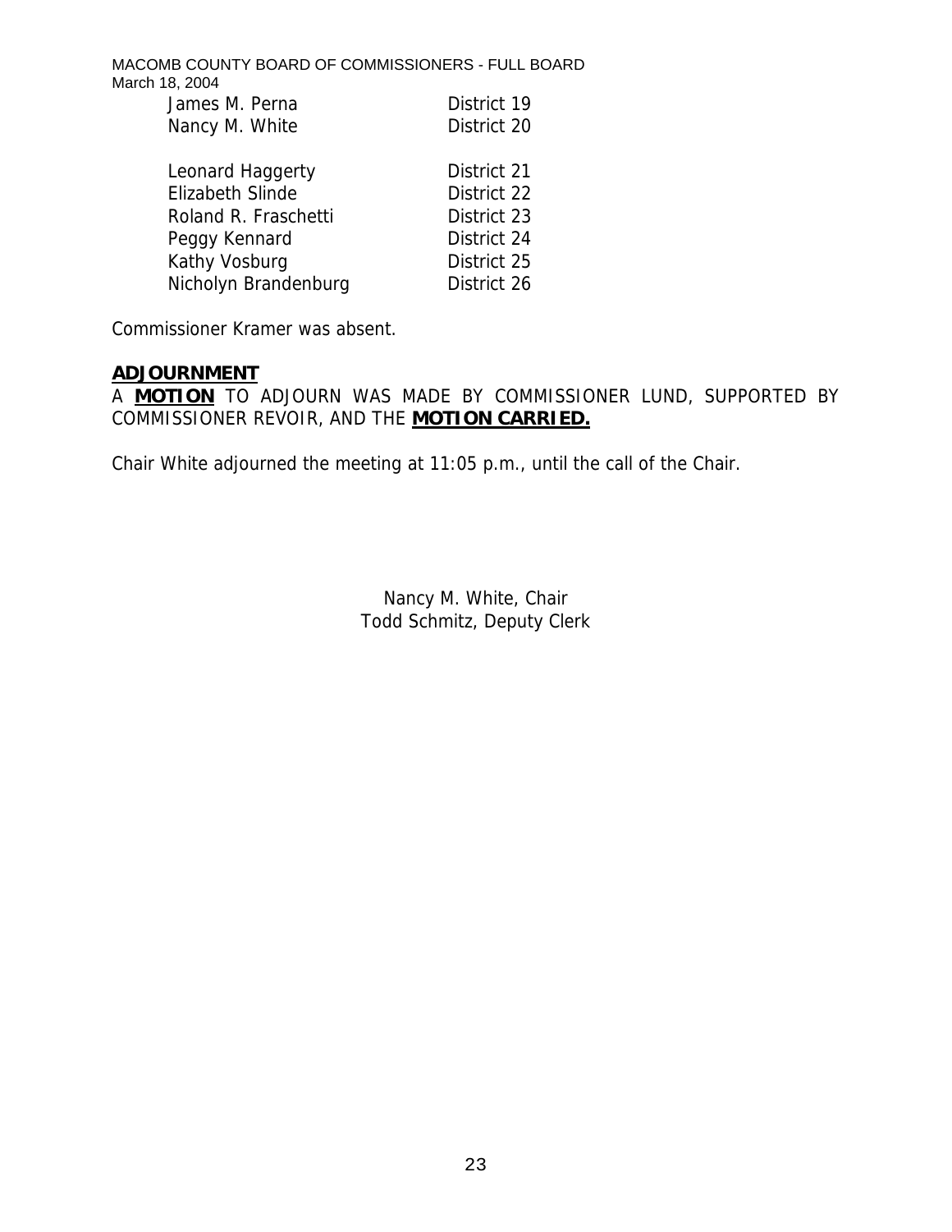| | |
|---|---|
| James M. Perna | District 19 |
| Nancy M. White | District 20 |
| Leonard Haggerty | District 21 |
| Elizabeth Slinde | District 22 |
| Roland R. Fraschetti | District 23 |
| Peggy Kennard | District 24 |
| Kathy Vosburg | District 25 |
| Nicholyn Brandenburg | District 26 |

Commissioner Kramer was absent.

## ADJOURNMENT

A **MOTION** TO ADJOURN WAS MADE BY COMMISSIONER LUND, SUPPORTED BY COMMISSIONER REVOIR, AND THE **MOTION CARRIED.**

Chair White adjourned the meeting at 11:05 p.m., until the call of the Chair.

Nancy M. White, Chair
Todd Schmitz, Deputy Clerk